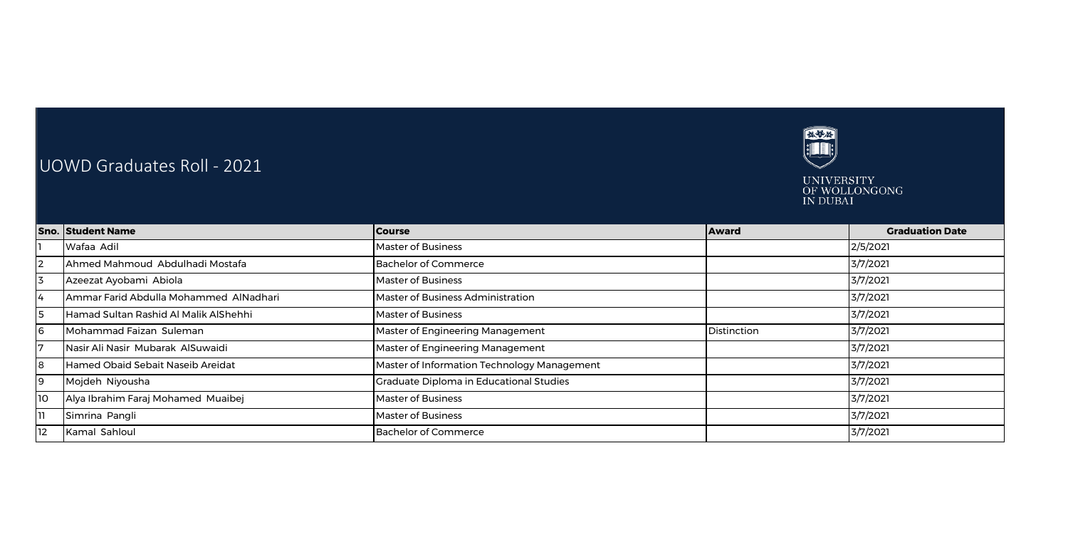# UOWD Graduates Roll - 2021

UNIVERSITY OF WOLLONGONG IN DUBAI

| Sno. | Student Name | Course | Award | Graduation Date |
|---|---|---|---|---|
| 1 | Wafaa Adil | Master of Business | | 2/5/2021 |
| 2 | Ahmed Mahmoud Abdulhadi Mostafa | Bachelor of Commerce | | 3/7/2021 |
| 3 | Azeezat Ayobami Abiola | Master of Business | | 3/7/2021 |
| 4 | Ammar Farid Abdulla Mohammed AlNadhari | Master of Business Administration | | 3/7/2021 |
| 5 | Hamad Sultan Rashid Al Malik AlShehhi | Master of Business | | 3/7/2021 |
| 6 | Mohammad Faizan Suleman | Master of Engineering Management | Distinction | 3/7/2021 |
| 7 | Nasir Ali Nasir Mubarak AlSuwaidi | Master of Engineering Management | | 3/7/2021 |
| 8 | Hamed Obaid Sebait Naseib Areidat | Master of Information Technology Management | | 3/7/2021 |
| 9 | Mojdeh Niyousha | Graduate Diploma in Educational Studies | | 3/7/2021 |
| 10 | Alya Ibrahim Faraj Mohamed Muaibej | Master of Business | | 3/7/2021 |
| 11 | Simrina Pangli | Master of Business | | 3/7/2021 |
| 12 | Kamal Sahloul | Bachelor of Commerce | | 3/7/2021 |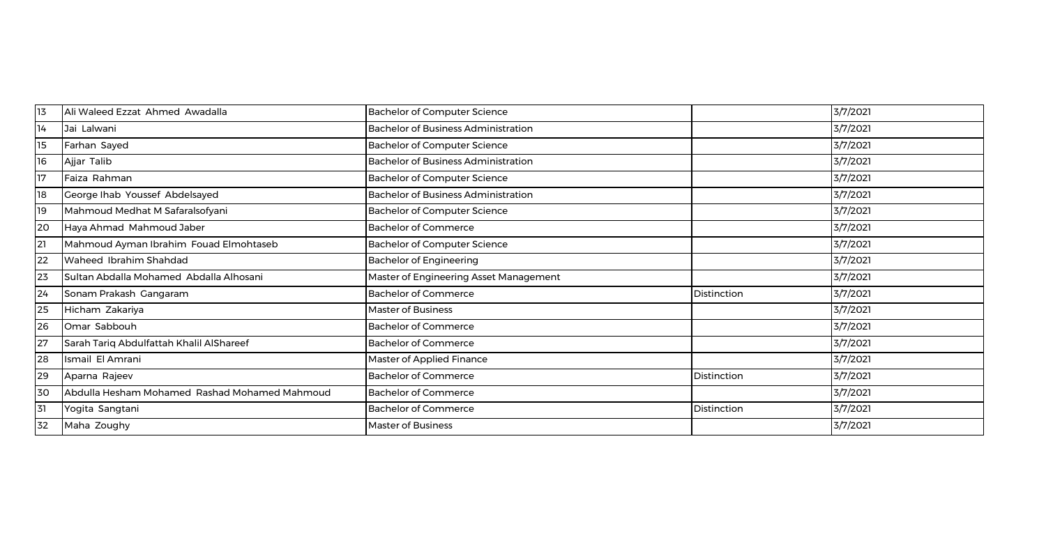| | | | | |
|---|---|---|---|---|
| 13 | Ali Waleed Ezzat Ahmed Awadalla | Bachelor of Computer Science | | 3/7/2021 |
| 14 | Jai Lalwani | Bachelor of Business Administration | | 3/7/2021 |
| 15 | Farhan Sayed | Bachelor of Computer Science | | 3/7/2021 |
| 16 | Ajjar Talib | Bachelor of Business Administration | | 3/7/2021 |
| 17 | Faiza Rahman | Bachelor of Computer Science | | 3/7/2021 |
| 18 | George Ihab Youssef Abdelsayed | Bachelor of Business Administration | | 3/7/2021 |
| 19 | Mahmoud Medhat M Safaralsofyani | Bachelor of Computer Science | | 3/7/2021 |
| 20 | Haya Ahmad Mahmoud Jaber | Bachelor of Commerce | | 3/7/2021 |
| 21 | Mahmoud Ayman Ibrahim Fouad Elmohtaseb | Bachelor of Computer Science | | 3/7/2021 |
| 22 | Waheed Ibrahim Shahdad | Bachelor of Engineering | | 3/7/2021 |
| 23 | Sultan Abdalla Mohamed Abdalla Alhosani | Master of Engineering Asset Management | | 3/7/2021 |
| 24 | Sonam Prakash Gangaram | Bachelor of Commerce | Distinction | 3/7/2021 |
| 25 | Hicham Zakariya | Master of Business | | 3/7/2021 |
| 26 | Omar Sabbouh | Bachelor of Commerce | | 3/7/2021 |
| 27 | Sarah Tariq Abdulfattah Khalil AlShareef | Bachelor of Commerce | | 3/7/2021 |
| 28 | Ismail El Amrani | Master of Applied Finance | | 3/7/2021 |
| 29 | Aparna Rajeev | Bachelor of Commerce | Distinction | 3/7/2021 |
| 30 | Abdulla Hesham Mohamed Rashad Mohamed Mahmoud | Bachelor of Commerce | | 3/7/2021 |
| 31 | Yogita Sangtani | Bachelor of Commerce | Distinction | 3/7/2021 |
| 32 | Maha Zoughy | Master of Business | | 3/7/2021 |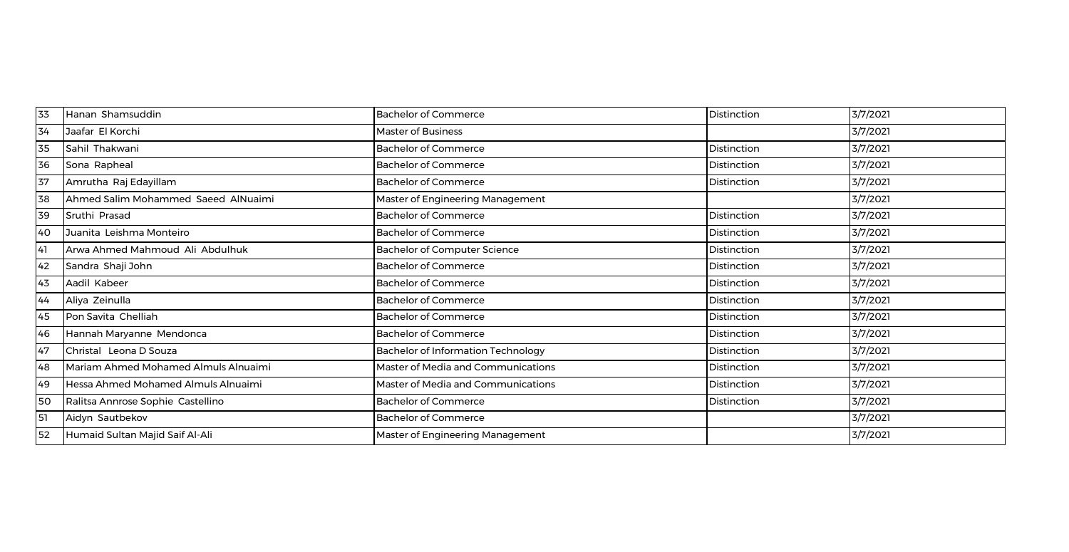| 33 | Hanan Shamsuddin | Bachelor of Commerce | Distinction | 3/7/2021 |
|---|---|---|---|---|
| 34 | Jaafar El Korchi | Master of Business | | 3/7/2021 |
| 35 | Sahil Thakwani | Bachelor of Commerce | Distinction | 3/7/2021 |
| 36 | Sona Rapheal | Bachelor of Commerce | Distinction | 3/7/2021 |
| 37 | Amrutha Raj Edayillam | Bachelor of Commerce | Distinction | 3/7/2021 |
| 38 | Ahmed Salim Mohammed Saeed AlNuaimi | Master of Engineering Management | | 3/7/2021 |
| 39 | Sruthi Prasad | Bachelor of Commerce | Distinction | 3/7/2021 |
| 40 | Juanita Leishma Monteiro | Bachelor of Commerce | Distinction | 3/7/2021 |
| 41 | Arwa Ahmed Mahmoud Ali Abdulhuk | Bachelor of Computer Science | Distinction | 3/7/2021 |
| 42 | Sandra Shaji John | Bachelor of Commerce | Distinction | 3/7/2021 |
| 43 | Aadil Kabeer | Bachelor of Commerce | Distinction | 3/7/2021 |
| 44 | Aliya Zeinulla | Bachelor of Commerce | Distinction | 3/7/2021 |
| 45 | Pon Savita Chelliah | Bachelor of Commerce | Distinction | 3/7/2021 |
| 46 | Hannah Maryanne Mendonca | Bachelor of Commerce | Distinction | 3/7/2021 |
| 47 | Christal Leona D Souza | Bachelor of Information Technology | Distinction | 3/7/2021 |
| 48 | Mariam Ahmed Mohamed Almuls Alnuaimi | Master of Media and Communications | Distinction | 3/7/2021 |
| 49 | Hessa Ahmed Mohamed Almuls Alnuaimi | Master of Media and Communications | Distinction | 3/7/2021 |
| 50 | Ralitsa Annrose Sophie Castellino | Bachelor of Commerce | Distinction | 3/7/2021 |
| 51 | Aidyn Sautbekov | Bachelor of Commerce | | 3/7/2021 |
| 52 | Humaid Sultan Majid Saif Al-Ali | Master of Engineering Management | | 3/7/2021 |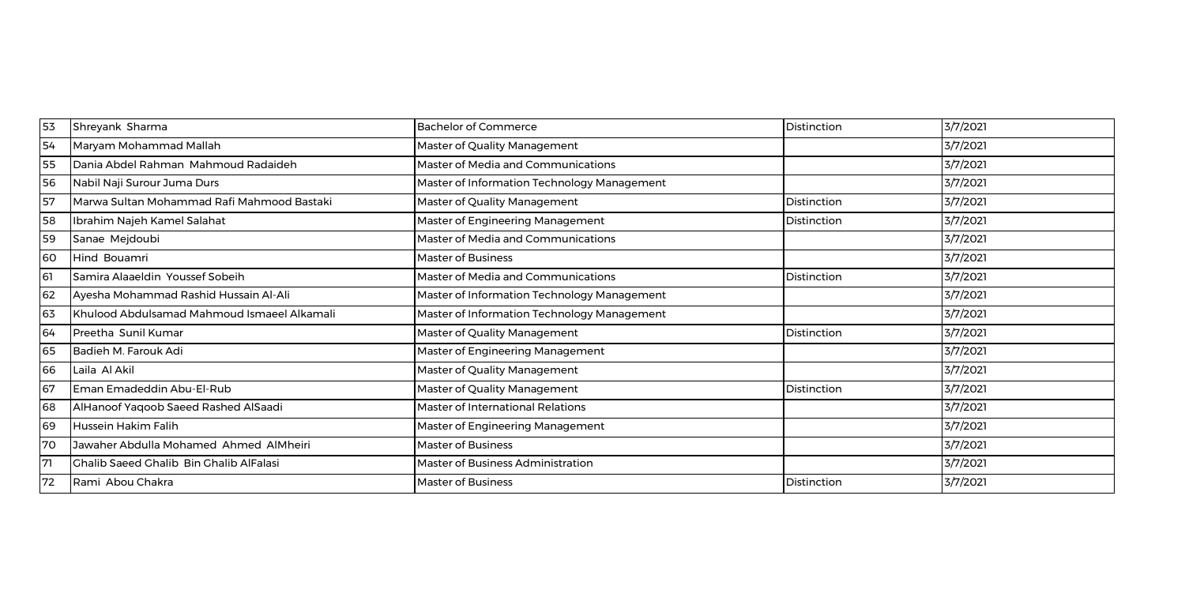| 53 | Shreyank Sharma | Bachelor of Commerce | Distinction | 3/7/2021 |
|---|---|---|---|---|
| 54 | Maryam Mohammad Mallah | Master of Quality Management | | 3/7/2021 |
| 55 | Dania Abdel Rahman Mahmoud Radaideh | Master of Media and Communications | | 3/7/2021 |
| 56 | Nabil Naji Surour Juma Durs | Master of Information Technology Management | | 3/7/2021 |
| 57 | Marwa Sultan Mohammad Rafi Mahmood Bastaki | Master of Quality Management | Distinction | 3/7/2021 |
| 58 | Ibrahim Najeh Kamel Salahat | Master of Engineering Management | Distinction | 3/7/2021 |
| 59 | Sanae Mejdoubi | Master of Media and Communications | | 3/7/2021 |
| 60 | Hind Bouamri | Master of Business | | 3/7/2021 |
| 61 | Samira Alaaeldin Youssef Sobeih | Master of Media and Communications | Distinction | 3/7/2021 |
| 62 | Ayesha Mohammad Rashid Hussain Al-Ali | Master of Information Technology Management | | 3/7/2021 |
| 63 | Khulood Abdulsamad Mahmoud Ismaeel Alkamali | Master of Information Technology Management | | 3/7/2021 |
| 64 | Preetha Sunil Kumar | Master of Quality Management | Distinction | 3/7/2021 |
| 65 | Badieh M. Farouk Adi | Master of Engineering Management | | 3/7/2021 |
| 66 | Laila Al Akil | Master of Quality Management | | 3/7/2021 |
| 67 | Eman Emadeddin Abu-El-Rub | Master of Quality Management | Distinction | 3/7/2021 |
| 68 | AlHanoof Yaqoob Saeed Rashed AlSaadi | Master of International Relations | | 3/7/2021 |
| 69 | Hussein Hakim Falih | Master of Engineering Management | | 3/7/2021 |
| 70 | Jawaher Abdulla Mohamed Ahmed AlMheiri | Master of Business | | 3/7/2021 |
| 71 | Ghalib Saeed Ghalib Bin Ghalib AlFalasi | Master of Business Administration | | 3/7/2021 |
| 72 | Rami Abou Chakra | Master of Business | Distinction | 3/7/2021 |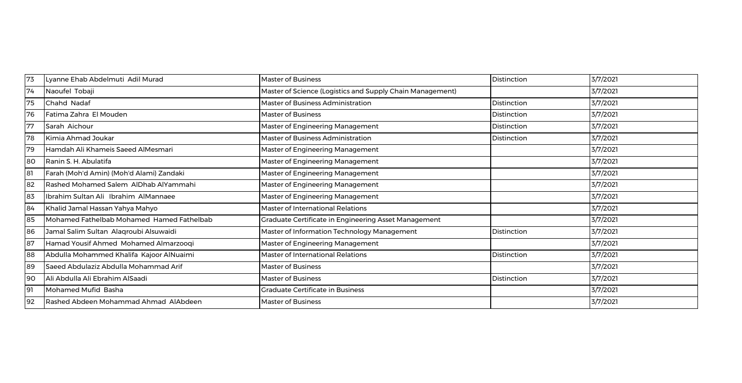| 73 | Lyanne Ehab Abdelmuti  Adil Murad | Master of Business | Distinction | 3/7/2021 |
|---|---|---|---|---|
| 74 | Naoufel  Tobaji | Master of Science (Logistics and Supply Chain Management) | | 3/7/2021 |
| 75 | Chahd  Nadaf | Master of Business Administration | Distinction | 3/7/2021 |
| 76 | Fatima Zahra  El Mouden | Master of Business | Distinction | 3/7/2021 |
| 77 | Sarah  Aichour | Master of Engineering Management | Distinction | 3/7/2021 |
| 78 | Kimia Ahmad Joukar | Master of Business Administration | Distinction | 3/7/2021 |
| 79 | Hamdah Ali Khameis Saeed AlMesmari | Master of Engineering Management | | 3/7/2021 |
| 80 | Ranin S. H. Abulatifa | Master of Engineering Management | | 3/7/2021 |
| 81 | Farah (Moh'd Amin) (Moh'd Alami) Zandaki | Master of Engineering Management | | 3/7/2021 |
| 82 | Rashed Mohamed Salem  AlDhab AlYammahi | Master of Engineering Management | | 3/7/2021 |
| 83 | Ibrahim Sultan Ali  Ibrahim  AlMannaee | Master of Engineering Management | | 3/7/2021 |
| 84 | Khalid Jamal Hassan Yahya Mahyo | Master of International Relations | | 3/7/2021 |
| 85 | Mohamed Fathelbab Mohamed  Hamed Fathelbab | Graduate Certificate in Engineering Asset Management | | 3/7/2021 |
| 86 | Jamal Salim Sultan  Alaqroubi Alsuwaidi | Master of Information Technology Management | Distinction | 3/7/2021 |
| 87 | Hamad Yousif Ahmed  Mohamed Almarzooqi | Master of Engineering Management | | 3/7/2021 |
| 88 | Abdulla Mohammed Khalifa  Kajoor AlNuaimi | Master of International Relations | Distinction | 3/7/2021 |
| 89 | Saeed Abdulaziz Abdulla Mohammad Arif | Master of Business | | 3/7/2021 |
| 90 | Ali Abdulla Ali Ebrahim AlSaadi | Master of Business | Distinction | 3/7/2021 |
| 91 | Mohamed Mufid  Basha | Graduate Certificate in Business | | 3/7/2021 |
| 92 | Rashed Abdeen Mohammad Ahmad  AlAbdeen | Master of Business | | 3/7/2021 |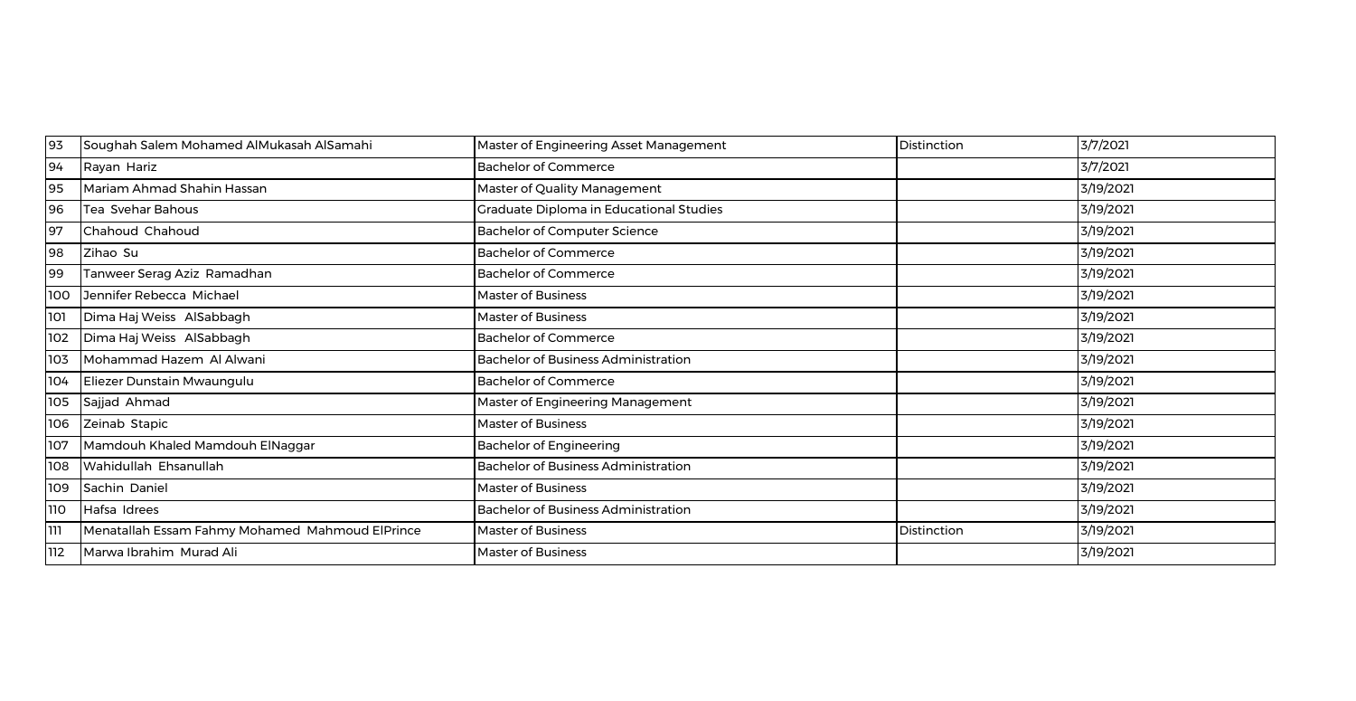| 93 | Soughah Salem Mohamed AlMukasah AlSamahi | Master of Engineering Asset Management | Distinction | 3/7/2021 |
|---|---|---|---|---|
| 94 | Rayan Hariz | Bachelor of Commerce | | 3/7/2021 |
| 95 | Mariam Ahmad Shahin Hassan | Master of Quality Management | | 3/19/2021 |
| 96 | Tea Svehar Bahous | Graduate Diploma in Educational Studies | | 3/19/2021 |
| 97 | Chahoud Chahoud | Bachelor of Computer Science | | 3/19/2021 |
| 98 | Zihao Su | Bachelor of Commerce | | 3/19/2021 |
| 99 | Tanweer Serag Aziz Ramadhan | Bachelor of Commerce | | 3/19/2021 |
| 100 | Jennifer Rebecca Michael | Master of Business | | 3/19/2021 |
| 101 | Dima Haj Weiss AlSabbagh | Master of Business | | 3/19/2021 |
| 102 | Dima Haj Weiss AlSabbagh | Bachelor of Commerce | | 3/19/2021 |
| 103 | Mohammad Hazem Al Alwani | Bachelor of Business Administration | | 3/19/2021 |
| 104 | Eliezer Dunstain Mwaungulu | Bachelor of Commerce | | 3/19/2021 |
| 105 | Sajjad Ahmad | Master of Engineering Management | | 3/19/2021 |
| 106 | Zeinab Stapic | Master of Business | | 3/19/2021 |
| 107 | Mamdouh Khaled Mamdouh ElNaggar | Bachelor of Engineering | | 3/19/2021 |
| 108 | Wahidullah Ehsanullah | Bachelor of Business Administration | | 3/19/2021 |
| 109 | Sachin Daniel | Master of Business | | 3/19/2021 |
| 110 | Hafsa Idrees | Bachelor of Business Administration | | 3/19/2021 |
| 111 | Menatallah Essam Fahmy Mohamed Mahmoud ElPrince | Master of Business | Distinction | 3/19/2021 |
| 112 | Marwa Ibrahim Murad Ali | Master of Business | | 3/19/2021 |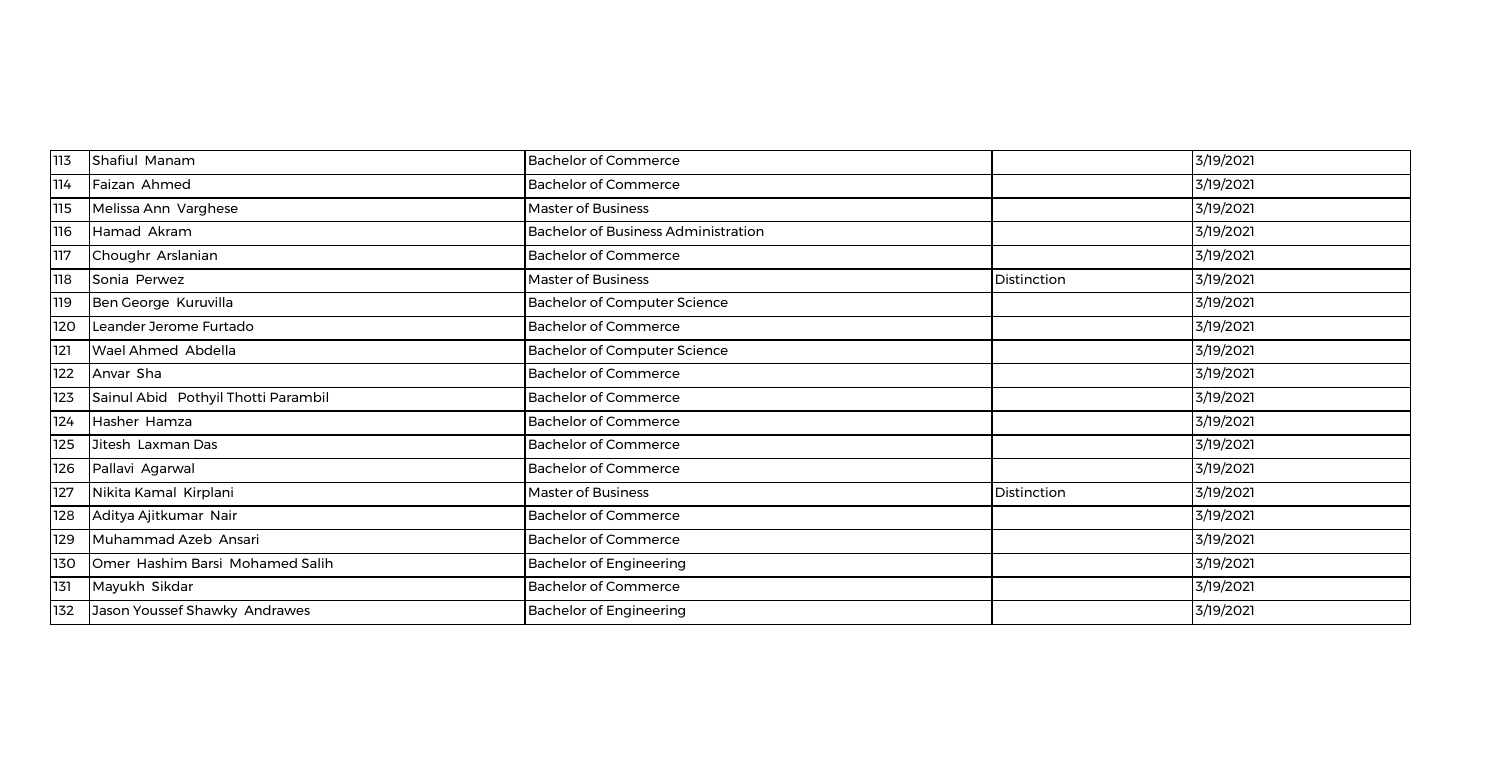| | | | | |
|---|---|---|---|---|
| 113 | Shafiul Manam | Bachelor of Commerce | | 3/19/2021 |
| 114 | Faizan Ahmed | Bachelor of Commerce | | 3/19/2021 |
| 115 | Melissa Ann Varghese | Master of Business | | 3/19/2021 |
| 116 | Hamad Akram | Bachelor of Business Administration | | 3/19/2021 |
| 117 | Choughr Arslanian | Bachelor of Commerce | | 3/19/2021 |
| 118 | Sonia Perwez | Master of Business | Distinction | 3/19/2021 |
| 119 | Ben George Kuruvilla | Bachelor of Computer Science | | 3/19/2021 |
| 120 | Leander Jerome Furtado | Bachelor of Commerce | | 3/19/2021 |
| 121 | Wael Ahmed Abdella | Bachelor of Computer Science | | 3/19/2021 |
| 122 | Anvar Sha | Bachelor of Commerce | | 3/19/2021 |
| 123 | Sainul Abid Pothyil Thotti Parambil | Bachelor of Commerce | | 3/19/2021 |
| 124 | Hasher Hamza | Bachelor of Commerce | | 3/19/2021 |
| 125 | Jitesh Laxman Das | Bachelor of Commerce | | 3/19/2021 |
| 126 | Pallavi Agarwal | Bachelor of Commerce | | 3/19/2021 |
| 127 | Nikita Kamal Kirplani | Master of Business | Distinction | 3/19/2021 |
| 128 | Aditya Ajitkumar Nair | Bachelor of Commerce | | 3/19/2021 |
| 129 | Muhammad Azeb Ansari | Bachelor of Commerce | | 3/19/2021 |
| 130 | Omer Hashim Barsi Mohamed Salih | Bachelor of Engineering | | 3/19/2021 |
| 131 | Mayukh Sikdar | Bachelor of Commerce | | 3/19/2021 |
| 132 | Jason Youssef Shawky Andrawes | Bachelor of Engineering | | 3/19/2021 |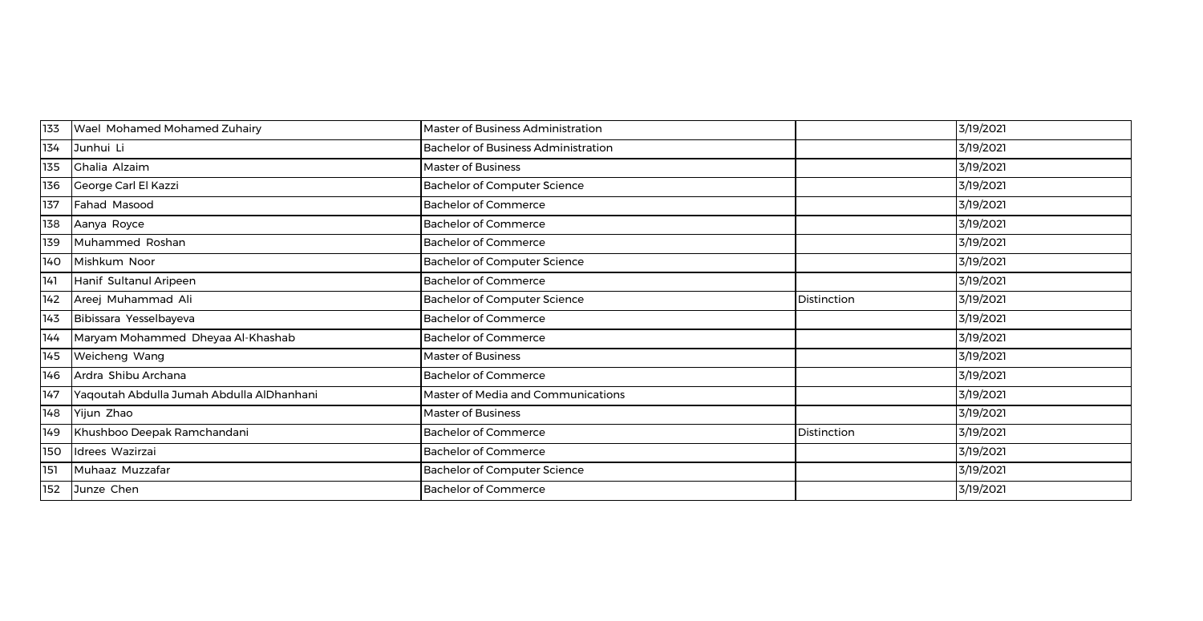| | | | | |
|---|---|---|---|---|
| 133 | Wael Mohamed Mohamed Zuhairy | Master of Business Administration | | 3/19/2021 |
| 134 | Junhui Li | Bachelor of Business Administration | | 3/19/2021 |
| 135 | Ghalia Alzaim | Master of Business | | 3/19/2021 |
| 136 | George Carl El Kazzi | Bachelor of Computer Science | | 3/19/2021 |
| 137 | Fahad Masood | Bachelor of Commerce | | 3/19/2021 |
| 138 | Aanya Royce | Bachelor of Commerce | | 3/19/2021 |
| 139 | Muhammed Roshan | Bachelor of Commerce | | 3/19/2021 |
| 140 | Mishkum Noor | Bachelor of Computer Science | | 3/19/2021 |
| 141 | Hanif Sultanul Aripeen | Bachelor of Commerce | | 3/19/2021 |
| 142 | Areej Muhammad Ali | Bachelor of Computer Science | Distinction | 3/19/2021 |
| 143 | Bibissara Yesselbayeva | Bachelor of Commerce | | 3/19/2021 |
| 144 | Maryam Mohammed Dheyaa Al-Khashab | Bachelor of Commerce | | 3/19/2021 |
| 145 | Weicheng Wang | Master of Business | | 3/19/2021 |
| 146 | Ardra Shibu Archana | Bachelor of Commerce | | 3/19/2021 |
| 147 | Yaqoutah Abdulla Jumah Abdulla AlDhanhani | Master of Media and Communications | | 3/19/2021 |
| 148 | Yijun Zhao | Master of Business | | 3/19/2021 |
| 149 | Khushboo Deepak Ramchandani | Bachelor of Commerce | Distinction | 3/19/2021 |
| 150 | Idrees Wazirzai | Bachelor of Commerce | | 3/19/2021 |
| 151 | Muhaaz Muzzafar | Bachelor of Computer Science | | 3/19/2021 |
| 152 | Junze Chen | Bachelor of Commerce | | 3/19/2021 |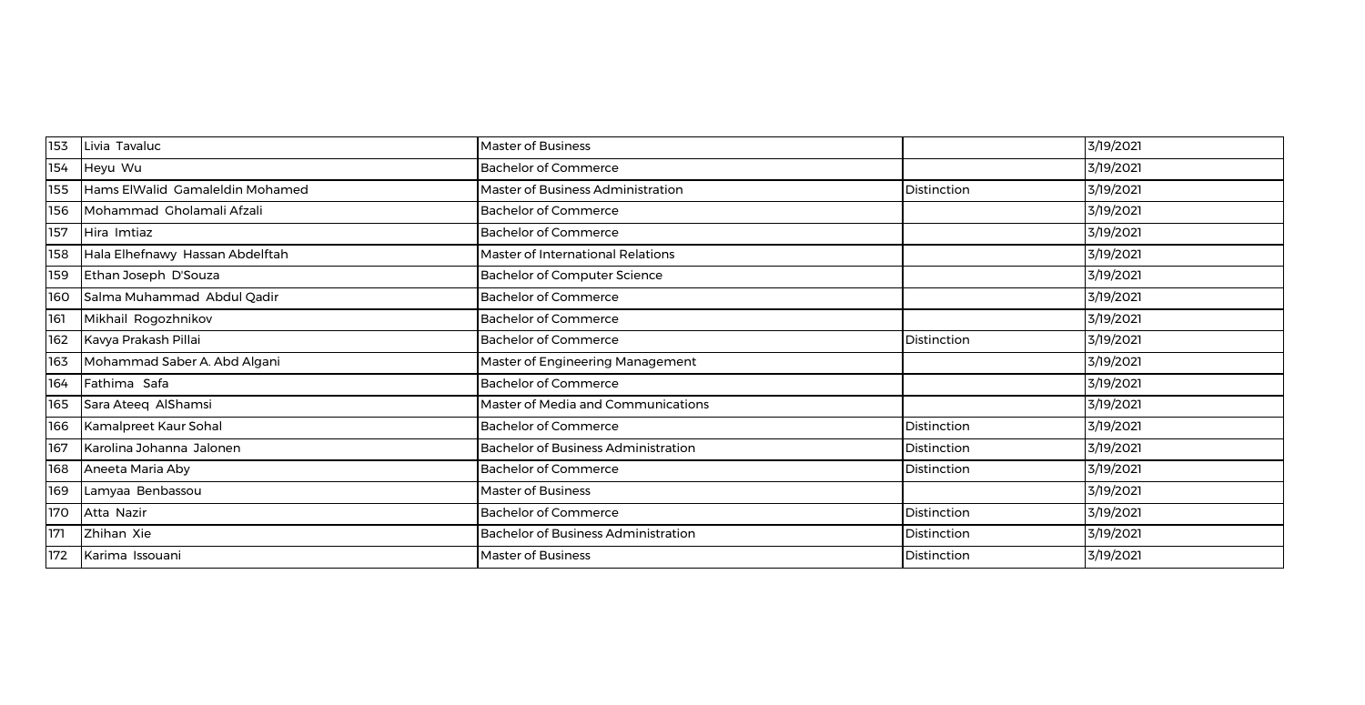| 153 | Livia Tavaluc | Master of Business | | 3/19/2021 |
|---|---|---|---|---|
| 154 | Heyu Wu | Bachelor of Commerce | | 3/19/2021 |
| 155 | Hams ElWalid Gamaleldin Mohamed | Master of Business Administration | Distinction | 3/19/2021 |
| 156 | Mohammad Gholamali Afzali | Bachelor of Commerce | | 3/19/2021 |
| 157 | Hira Imtiaz | Bachelor of Commerce | | 3/19/2021 |
| 158 | Hala Elhefnawy Hassan Abdelftah | Master of International Relations | | 3/19/2021 |
| 159 | Ethan Joseph D'Souza | Bachelor of Computer Science | | 3/19/2021 |
| 160 | Salma Muhammad Abdul Qadir | Bachelor of Commerce | | 3/19/2021 |
| 161 | Mikhail Rogozhnikov | Bachelor of Commerce | | 3/19/2021 |
| 162 | Kavya Prakash Pillai | Bachelor of Commerce | Distinction | 3/19/2021 |
| 163 | Mohammad Saber A. Abd Algani | Master of Engineering Management | | 3/19/2021 |
| 164 | Fathima Safa | Bachelor of Commerce | | 3/19/2021 |
| 165 | Sara Ateeq AlShamsi | Master of Media and Communications | | 3/19/2021 |
| 166 | Kamalpreet Kaur Sohal | Bachelor of Commerce | Distinction | 3/19/2021 |
| 167 | Karolina Johanna Jalonen | Bachelor of Business Administration | Distinction | 3/19/2021 |
| 168 | Aneeta Maria Aby | Bachelor of Commerce | Distinction | 3/19/2021 |
| 169 | Lamyaa Benbassou | Master of Business | | 3/19/2021 |
| 170 | Atta Nazir | Bachelor of Commerce | Distinction | 3/19/2021 |
| 171 | Zhihan Xie | Bachelor of Business Administration | Distinction | 3/19/2021 |
| 172 | Karima Issouani | Master of Business | Distinction | 3/19/2021 |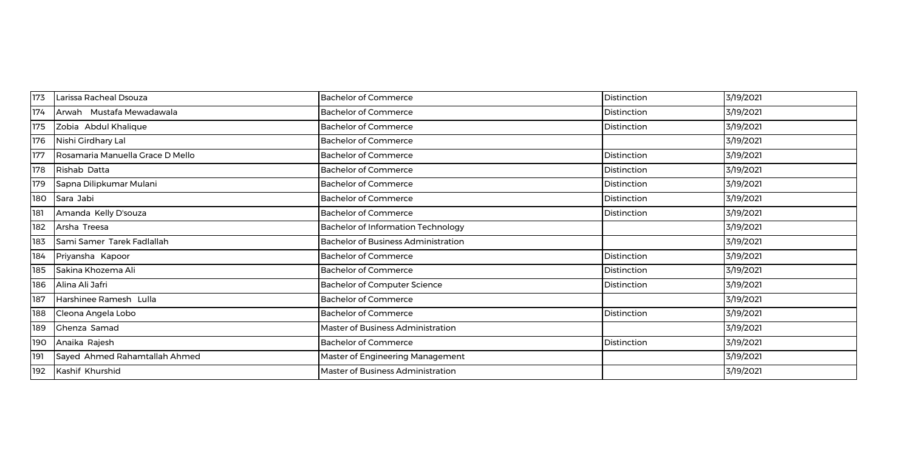| 173 | Larissa Racheal Dsouza | Bachelor of Commerce | Distinction | 3/19/2021 |
|---|---|---|---|---|
| 174 | Arwah Mustafa Mewadawala | Bachelor of Commerce | Distinction | 3/19/2021 |
| 175 | Zobia Abdul Khalique | Bachelor of Commerce | Distinction | 3/19/2021 |
| 176 | Nishi Girdhary Lal | Bachelor of Commerce | | 3/19/2021 |
| 177 | Rosamaria Manuella Grace D Mello | Bachelor of Commerce | Distinction | 3/19/2021 |
| 178 | Rishab Datta | Bachelor of Commerce | Distinction | 3/19/2021 |
| 179 | Sapna Dilipkumar Mulani | Bachelor of Commerce | Distinction | 3/19/2021 |
| 180 | Sara Jabi | Bachelor of Commerce | Distinction | 3/19/2021 |
| 181 | Amanda Kelly D'souza | Bachelor of Commerce | Distinction | 3/19/2021 |
| 182 | Arsha Treesa | Bachelor of Information Technology | | 3/19/2021 |
| 183 | Sami Samer Tarek Fadlallah | Bachelor of Business Administration | | 3/19/2021 |
| 184 | Priyansha Kapoor | Bachelor of Commerce | Distinction | 3/19/2021 |
| 185 | Sakina Khozema Ali | Bachelor of Commerce | Distinction | 3/19/2021 |
| 186 | Alina Ali Jafri | Bachelor of Computer Science | Distinction | 3/19/2021 |
| 187 | Harshinee Ramesh Lulla | Bachelor of Commerce | | 3/19/2021 |
| 188 | Cleona Angela Lobo | Bachelor of Commerce | Distinction | 3/19/2021 |
| 189 | Ghenza Samad | Master of Business Administration | | 3/19/2021 |
| 190 | Anaika Rajesh | Bachelor of Commerce | Distinction | 3/19/2021 |
| 191 | Sayed Ahmed Rahamtallah Ahmed | Master of Engineering Management | | 3/19/2021 |
| 192 | Kashif Khurshid | Master of Business Administration | | 3/19/2021 |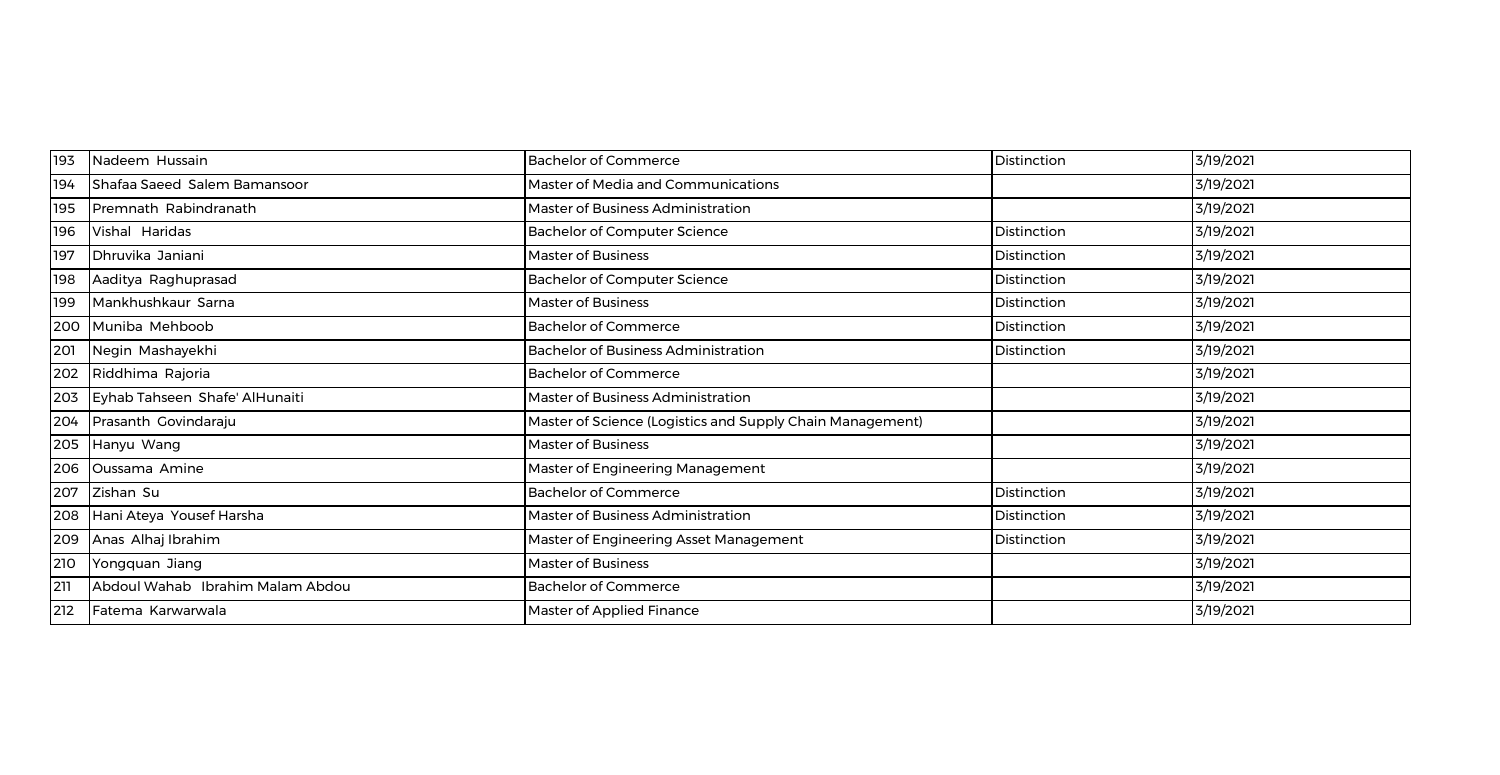| | | | | |
|---|---|---|---|---|
| 193 | Nadeem Hussain | Bachelor of Commerce | Distinction | 3/19/2021 |
| 194 | Shafaa Saeed Salem Bamansoor | Master of Media and Communications | | 3/19/2021 |
| 195 | Premnath Rabindranath | Master of Business Administration | | 3/19/2021 |
| 196 | Vishal Haridas | Bachelor of Computer Science | Distinction | 3/19/2021 |
| 197 | Dhruvika Janiani | Master of Business | Distinction | 3/19/2021 |
| 198 | Aaditya Raghuprasad | Bachelor of Computer Science | Distinction | 3/19/2021 |
| 199 | Mankhushkaur Sarna | Master of Business | Distinction | 3/19/2021 |
| 200 | Muniba Mehboob | Bachelor of Commerce | Distinction | 3/19/2021 |
| 201 | Negin Mashayekhi | Bachelor of Business Administration | Distinction | 3/19/2021 |
| 202 | Riddhima Rajoria | Bachelor of Commerce | | 3/19/2021 |
| 203 | Eyhab Tahseen Shafe' AlHunaiti | Master of Business Administration | | 3/19/2021 |
| 204 | Prasanth Govindaraju | Master of Science (Logistics and Supply Chain Management) | | 3/19/2021 |
| 205 | Hanyu Wang | Master of Business | | 3/19/2021 |
| 206 | Oussama Amine | Master of Engineering Management | | 3/19/2021 |
| 207 | Zishan Su | Bachelor of Commerce | Distinction | 3/19/2021 |
| 208 | Hani Ateya Yousef Harsha | Master of Business Administration | Distinction | 3/19/2021 |
| 209 | Anas Alhaj Ibrahim | Master of Engineering Asset Management | Distinction | 3/19/2021 |
| 210 | Yongquan Jiang | Master of Business | | 3/19/2021 |
| 211 | Abdoul Wahab Ibrahim Malam Abdou | Bachelor of Commerce | | 3/19/2021 |
| 212 | Fatema Karwarwala | Master of Applied Finance | | 3/19/2021 |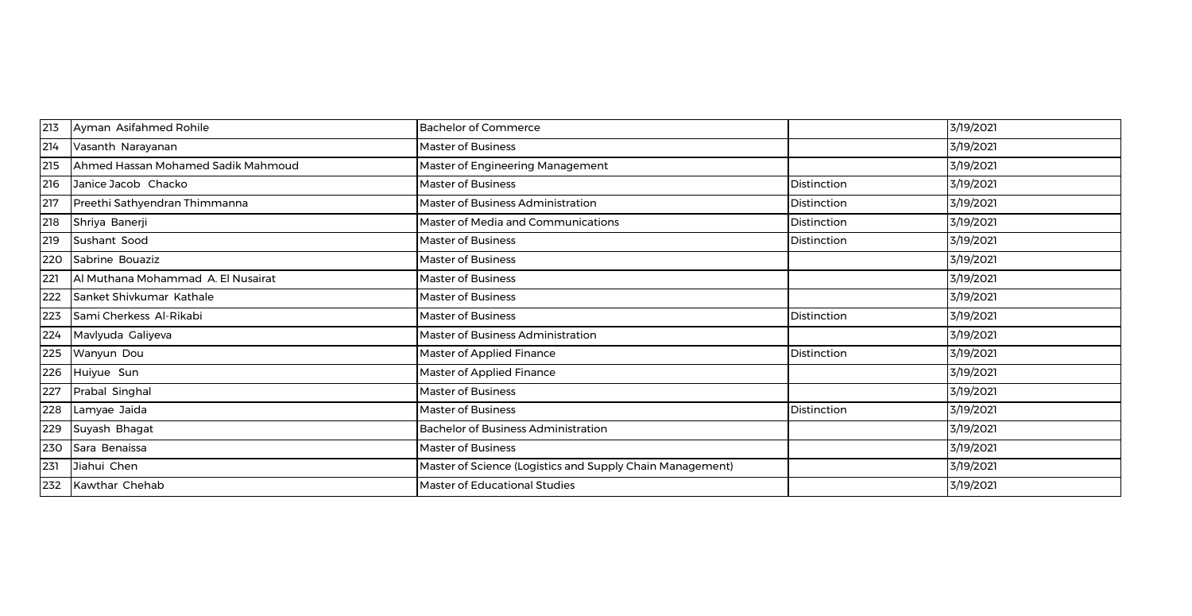| 213 | Ayman Asifahmed Rohile | Bachelor of Commerce | | 3/19/2021 |
|---|---|---|---|---|
| 214 | Vasanth Narayanan | Master of Business | | 3/19/2021 |
| 215 | Ahmed Hassan Mohamed Sadik Mahmoud | Master of Engineering Management | | 3/19/2021 |
| 216 | Janice Jacob Chacko | Master of Business | Distinction | 3/19/2021 |
| 217 | Preethi Sathyendran Thimmanna | Master of Business Administration | Distinction | 3/19/2021 |
| 218 | Shriya Banerji | Master of Media and Communications | Distinction | 3/19/2021 |
| 219 | Sushant Sood | Master of Business | Distinction | 3/19/2021 |
| 220 | Sabrine Bouaziz | Master of Business | | 3/19/2021 |
| 221 | Al Muthana Mohammad A. El Nusairat | Master of Business | | 3/19/2021 |
| 222 | Sanket Shivkumar Kathale | Master of Business | | 3/19/2021 |
| 223 | Sami Cherkess Al-Rikabi | Master of Business | Distinction | 3/19/2021 |
| 224 | Mavlyuda Galiyeva | Master of Business Administration | | 3/19/2021 |
| 225 | Wanyun Dou | Master of Applied Finance | Distinction | 3/19/2021 |
| 226 | Huiyue Sun | Master of Applied Finance | | 3/19/2021 |
| 227 | Prabal Singhal | Master of Business | | 3/19/2021 |
| 228 | Lamyae Jaida | Master of Business | Distinction | 3/19/2021 |
| 229 | Suyash Bhagat | Bachelor of Business Administration | | 3/19/2021 |
| 230 | Sara Benaissa | Master of Business | | 3/19/2021 |
| 231 | Jiahui Chen | Master of Science (Logistics and Supply Chain Management) | | 3/19/2021 |
| 232 | Kawthar Chehab | Master of Educational Studies | | 3/19/2021 |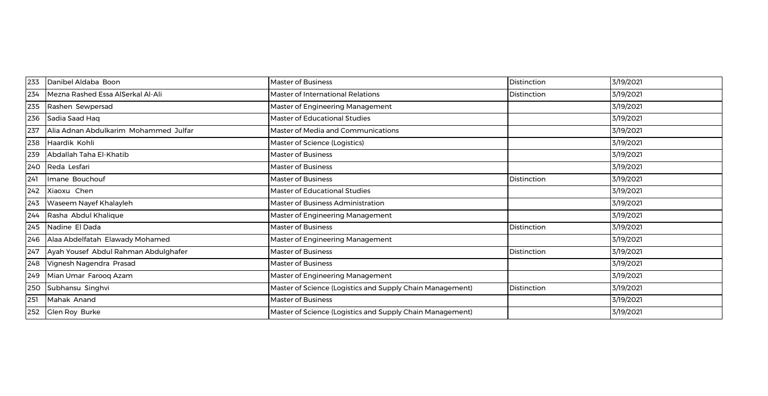| | | | | |
|---|---|---|---|---|
| 233 | Danibel Aldaba Boon | Master of Business | Distinction | 3/19/2021 |
| 234 | Mezna Rashed Essa AlSerkal Al-Ali | Master of International Relations | Distinction | 3/19/2021 |
| 235 | Rashen Sewpersad | Master of Engineering Management | | 3/19/2021 |
| 236 | Sadia Saad Haq | Master of Educational Studies | | 3/19/2021 |
| 237 | Alia Adnan Abdulkarim Mohammed Julfar | Master of Media and Communications | | 3/19/2021 |
| 238 | Haardik Kohli | Master of Science (Logistics) | | 3/19/2021 |
| 239 | Abdallah Taha El-Khatib | Master of Business | | 3/19/2021 |
| 240 | Reda Lesfari | Master of Business | | 3/19/2021 |
| 241 | Imane Bouchouf | Master of Business | Distinction | 3/19/2021 |
| 242 | Xiaoxu Chen | Master of Educational Studies | | 3/19/2021 |
| 243 | Waseem Nayef Khalayleh | Master of Business Administration | | 3/19/2021 |
| 244 | Rasha Abdul Khalique | Master of Engineering Management | | 3/19/2021 |
| 245 | Nadine El Dada | Master of Business | Distinction | 3/19/2021 |
| 246 | Alaa Abdelfatah Elawady Mohamed | Master of Engineering Management | | 3/19/2021 |
| 247 | Ayah Yousef Abdul Rahman Abdulghafer | Master of Business | Distinction | 3/19/2021 |
| 248 | Vignesh Nagendra Prasad | Master of Business | | 3/19/2021 |
| 249 | Mian Umar Farooq Azam | Master of Engineering Management | | 3/19/2021 |
| 250 | Subhansu Singhvi | Master of Science (Logistics and Supply Chain Management) | Distinction | 3/19/2021 |
| 251 | Mahak Anand | Master of Business | | 3/19/2021 |
| 252 | Glen Roy Burke | Master of Science (Logistics and Supply Chain Management) | | 3/19/2021 |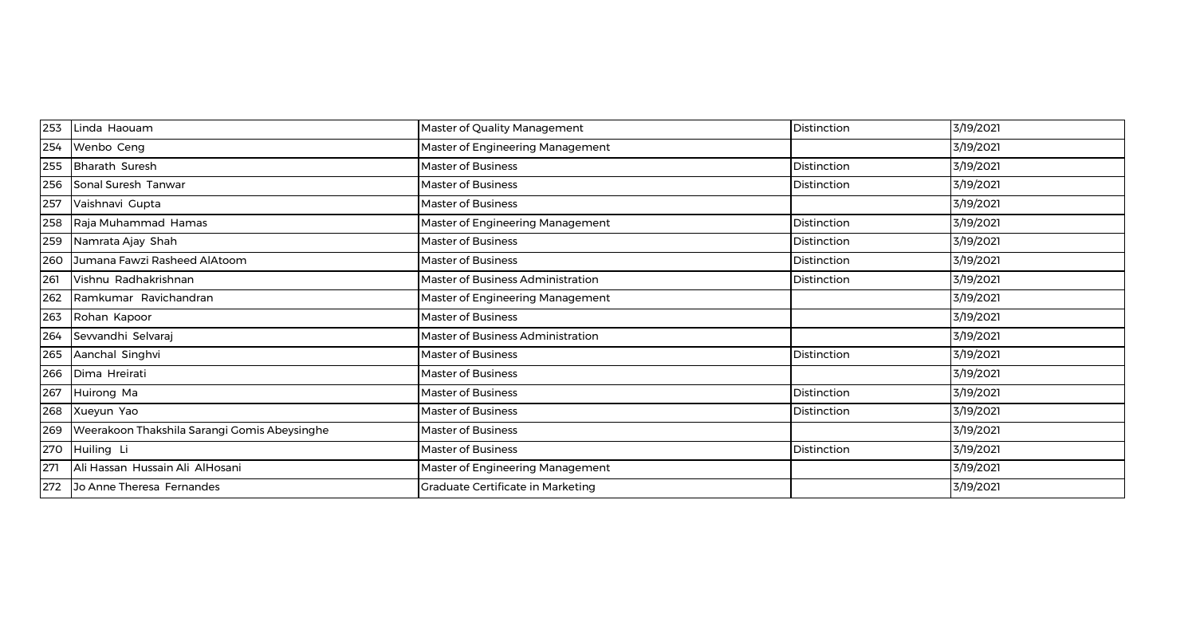| 253 | Linda Haouam | Master of Quality Management | Distinction | 3/19/2021 |
|---|---|---|---|---|
| 254 | Wenbo Ceng | Master of Engineering Management | | 3/19/2021 |
| 255 | Bharath Suresh | Master of Business | Distinction | 3/19/2021 |
| 256 | Sonal Suresh Tanwar | Master of Business | Distinction | 3/19/2021 |
| 257 | Vaishnavi Gupta | Master of Business | | 3/19/2021 |
| 258 | Raja Muhammad Hamas | Master of Engineering Management | Distinction | 3/19/2021 |
| 259 | Namrata Ajay Shah | Master of Business | Distinction | 3/19/2021 |
| 260 | Jumana Fawzi Rasheed AlAtoom | Master of Business | Distinction | 3/19/2021 |
| 261 | Vishnu Radhakrishnan | Master of Business Administration | Distinction | 3/19/2021 |
| 262 | Ramkumar Ravichandran | Master of Engineering Management | | 3/19/2021 |
| 263 | Rohan Kapoor | Master of Business | | 3/19/2021 |
| 264 | Sevvandhi Selvaraj | Master of Business Administration | | 3/19/2021 |
| 265 | Aanchal Singhvi | Master of Business | Distinction | 3/19/2021 |
| 266 | Dima Hreirati | Master of Business | | 3/19/2021 |
| 267 | Huirong Ma | Master of Business | Distinction | 3/19/2021 |
| 268 | Xueyun Yao | Master of Business | Distinction | 3/19/2021 |
| 269 | Weerakoon Thakshila Sarangi Gomis Abeysinghe | Master of Business | | 3/19/2021 |
| 270 | Huiling Li | Master of Business | Distinction | 3/19/2021 |
| 271 | Ali Hassan Hussain Ali AlHosani | Master of Engineering Management | | 3/19/2021 |
| 272 | Jo Anne Theresa Fernandes | Graduate Certificate in Marketing | | 3/19/2021 |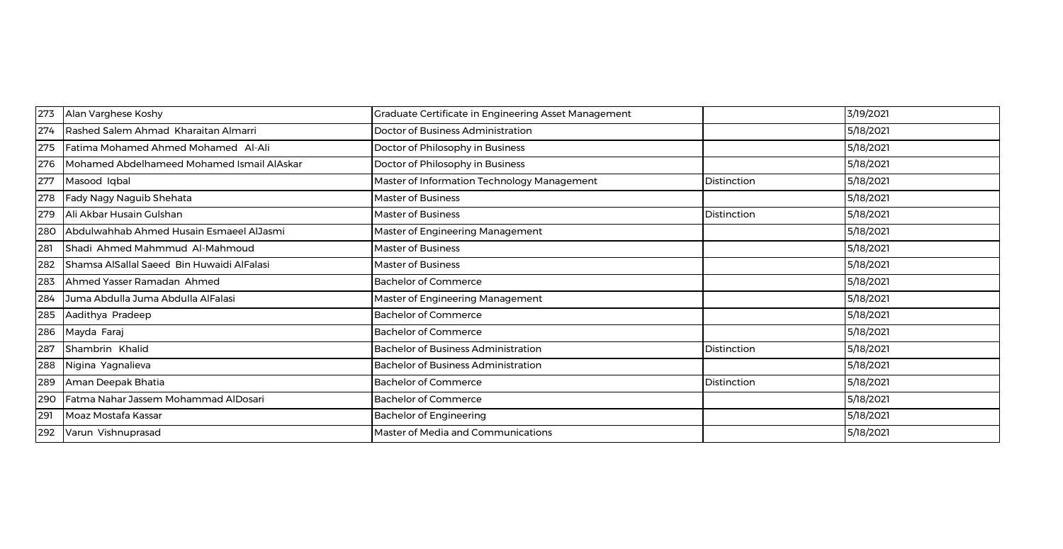| 273 | Alan Varghese Koshy | Graduate Certificate in Engineering Asset Management | | 3/19/2021 |
|---|---|---|---|---|
| 274 | Rashed Salem Ahmad Kharaitan Almarri | Doctor of Business Administration | | 5/18/2021 |
| 275 | Fatima Mohamed Ahmed Mohamed Al-Ali | Doctor of Philosophy in Business | | 5/18/2021 |
| 276 | Mohamed Abdelhameed Mohamed Ismail AlAskar | Doctor of Philosophy in Business | | 5/18/2021 |
| 277 | Masood Iqbal | Master of Information Technology Management | Distinction | 5/18/2021 |
| 278 | Fady Nagy Naguib Shehata | Master of Business | | 5/18/2021 |
| 279 | Ali Akbar Husain Gulshan | Master of Business | Distinction | 5/18/2021 |
| 280 | Abdulwahhab Ahmed Husain Esmaeel AlJasmi | Master of Engineering Management | | 5/18/2021 |
| 281 | Shadi Ahmed Mahmmud Al-Mahmoud | Master of Business | | 5/18/2021 |
| 282 | Shamsa AlSallal Saeed Bin Huwaidi AlFalasi | Master of Business | | 5/18/2021 |
| 283 | Ahmed Yasser Ramadan Ahmed | Bachelor of Commerce | | 5/18/2021 |
| 284 | Juma Abdulla Juma Abdulla AlFalasi | Master of Engineering Management | | 5/18/2021 |
| 285 | Aadithya Pradeep | Bachelor of Commerce | | 5/18/2021 |
| 286 | Mayda Faraj | Bachelor of Commerce | | 5/18/2021 |
| 287 | Shambrin Khalid | Bachelor of Business Administration | Distinction | 5/18/2021 |
| 288 | Nigina Yagnalieva | Bachelor of Business Administration | | 5/18/2021 |
| 289 | Aman Deepak Bhatia | Bachelor of Commerce | Distinction | 5/18/2021 |
| 290 | Fatma Nahar Jassem Mohammad AlDosari | Bachelor of Commerce | | 5/18/2021 |
| 291 | Moaz Mostafa Kassar | Bachelor of Engineering | | 5/18/2021 |
| 292 | Varun Vishnuprasad | Master of Media and Communications | | 5/18/2021 |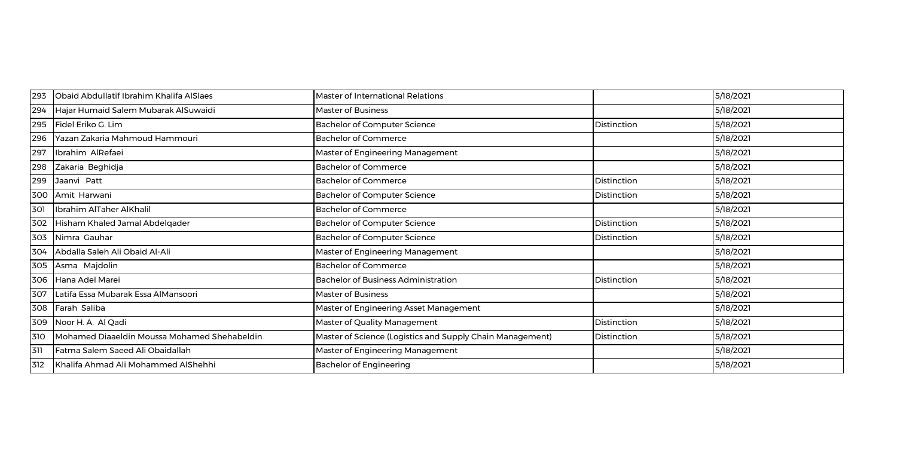| 293 | Obaid Abdullatif Ibrahim Khalifa AlSlaes | Master of International Relations | | 5/18/2021 |
|---|---|---|---|---|
| 294 | Hajar Humaid Salem Mubarak AlSuwaidi | Master of Business | | 5/18/2021 |
| 295 | Fidel Eriko G. Lim | Bachelor of Computer Science | Distinction | 5/18/2021 |
| 296 | Yazan Zakaria Mahmoud Hammouri | Bachelor of Commerce | | 5/18/2021 |
| 297 | Ibrahim AlRefaei | Master of Engineering Management | | 5/18/2021 |
| 298 | Zakaria Beghidja | Bachelor of Commerce | | 5/18/2021 |
| 299 | Jaanvi Patt | Bachelor of Commerce | Distinction | 5/18/2021 |
| 300 | Amit Harwani | Bachelor of Computer Science | Distinction | 5/18/2021 |
| 301 | Ibrahim AlTaher AlKhalil | Bachelor of Commerce | | 5/18/2021 |
| 302 | Hisham Khaled Jamal Abdelqader | Bachelor of Computer Science | Distinction | 5/18/2021 |
| 303 | Nimra Gauhar | Bachelor of Computer Science | Distinction | 5/18/2021 |
| 304 | Abdalla Saleh Ali Obaid Al-Ali | Master of Engineering Management | | 5/18/2021 |
| 305 | Asma Majdolin | Bachelor of Commerce | | 5/18/2021 |
| 306 | Hana Adel Marei | Bachelor of Business Administration | Distinction | 5/18/2021 |
| 307 | Latifa Essa Mubarak Essa AlMansoori | Master of Business | | 5/18/2021 |
| 308 | Farah Saliba | Master of Engineering Asset Management | | 5/18/2021 |
| 309 | Noor H. A. Al Qadi | Master of Quality Management | Distinction | 5/18/2021 |
| 310 | Mohamed Diaaeldin Moussa Mohamed Shehabeldin | Master of Science (Logistics and Supply Chain Management) | Distinction | 5/18/2021 |
| 311 | Fatma Salem Saeed Ali Obaidallah | Master of Engineering Management | | 5/18/2021 |
| 312 | Khalifa Ahmad Ali Mohammed AlShehhi | Bachelor of Engineering | | 5/18/2021 |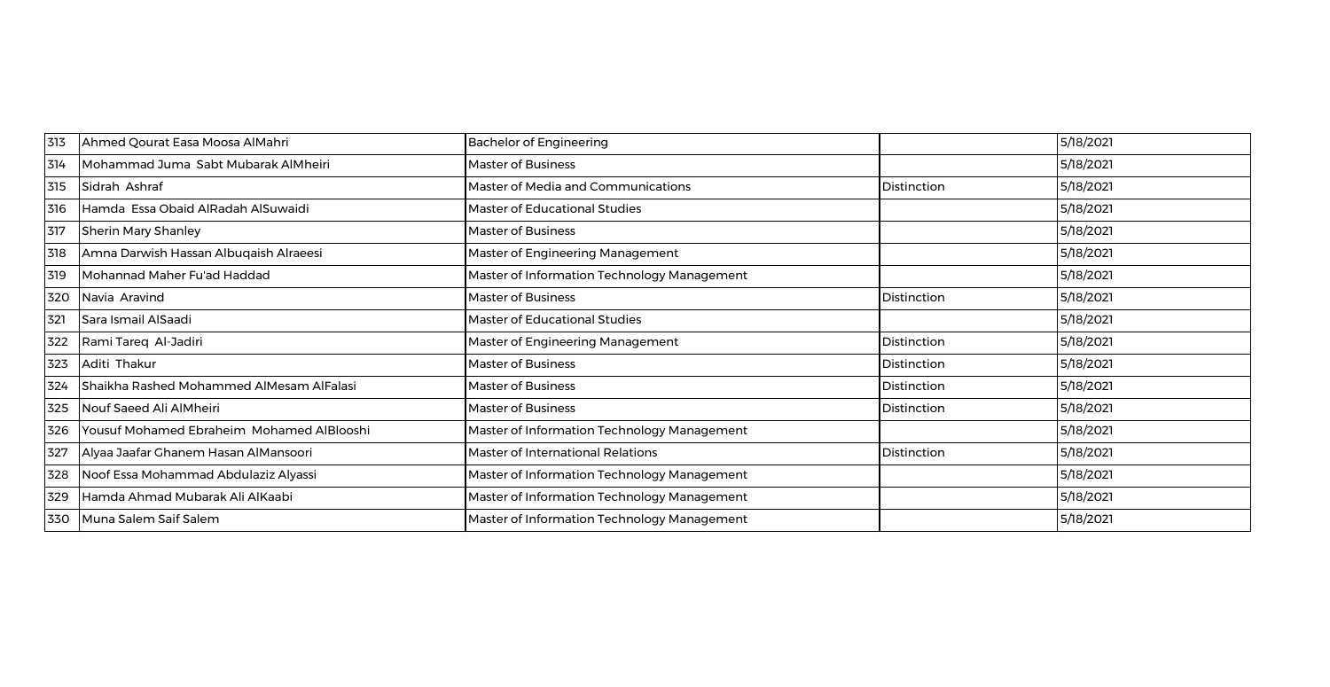| 313 | Ahmed Qourat Easa Moosa AlMahri | Bachelor of Engineering | | 5/18/2021 |
|---|---|---|---|---|
| 314 | Mohammad Juma Sabt Mubarak AlMheiri | Master of Business | | 5/18/2021 |
| 315 | Sidrah Ashraf | Master of Media and Communications | Distinction | 5/18/2021 |
| 316 | Hamda Essa Obaid AlRadah AlSuwaidi | Master of Educational Studies | | 5/18/2021 |
| 317 | Sherin Mary Shanley | Master of Business | | 5/18/2021 |
| 318 | Amna Darwish Hassan Albuqaish Alraeesi | Master of Engineering Management | | 5/18/2021 |
| 319 | Mohannad Maher Fu'ad Haddad | Master of Information Technology Management | | 5/18/2021 |
| 320 | Navia Aravind | Master of Business | Distinction | 5/18/2021 |
| 321 | Sara Ismail AlSaadi | Master of Educational Studies | | 5/18/2021 |
| 322 | Rami Tareq Al-Jadiri | Master of Engineering Management | Distinction | 5/18/2021 |
| 323 | Aditi Thakur | Master of Business | Distinction | 5/18/2021 |
| 324 | Shaikha Rashed Mohammed AlMesam AlFalasi | Master of Business | Distinction | 5/18/2021 |
| 325 | Nouf Saeed Ali AlMheiri | Master of Business | Distinction | 5/18/2021 |
| 326 | Yousuf Mohamed Ebraheim Mohamed AlBlooshi | Master of Information Technology Management | | 5/18/2021 |
| 327 | Alyaa Jaafar Ghanem Hasan AlMansoori | Master of International Relations | Distinction | 5/18/2021 |
| 328 | Noof Essa Mohammad Abdulaziz Alyassi | Master of Information Technology Management | | 5/18/2021 |
| 329 | Hamda Ahmad Mubarak Ali AlKaabi | Master of Information Technology Management | | 5/18/2021 |
| 330 | Muna Salem Saif Salem | Master of Information Technology Management | | 5/18/2021 |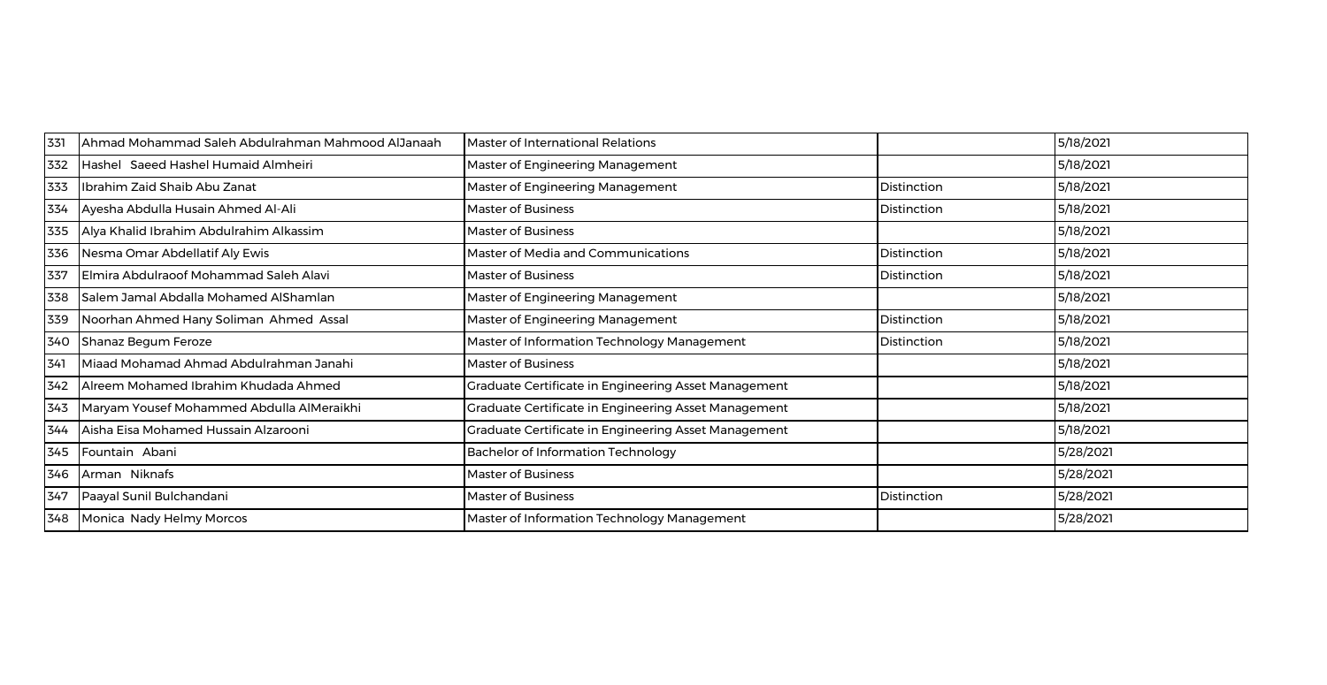| 331 | Ahmad Mohammad Saleh Abdulrahman Mahmood AlJanaah | Master of International Relations | | 5/18/2021 |
|---|---|---|---|---|
| 332 | Hashel Saeed Hashel Humaid Almheiri | Master of Engineering Management | | 5/18/2021 |
| 333 | Ibrahim Zaid Shaib Abu Zanat | Master of Engineering Management | Distinction | 5/18/2021 |
| 334 | Ayesha Abdulla Husain Ahmed Al-Ali | Master of Business | Distinction | 5/18/2021 |
| 335 | Alya Khalid Ibrahim Abdulrahim Alkassim | Master of Business | | 5/18/2021 |
| 336 | Nesma Omar Abdellatif Aly Ewis | Master of Media and Communications | Distinction | 5/18/2021 |
| 337 | Elmira Abdulraoof Mohammad Saleh Alavi | Master of Business | Distinction | 5/18/2021 |
| 338 | Salem Jamal Abdalla Mohamed AlShamlan | Master of Engineering Management | | 5/18/2021 |
| 339 | Noorhan Ahmed Hany Soliman Ahmed Assal | Master of Engineering Management | Distinction | 5/18/2021 |
| 340 | Shanaz Begum Feroze | Master of Information Technology Management | Distinction | 5/18/2021 |
| 341 | Miaad Mohamad Ahmad Abdulrahman Janahi | Master of Business | | 5/18/2021 |
| 342 | Alreem Mohamed Ibrahim Khudada Ahmed | Graduate Certificate in Engineering Asset Management | | 5/18/2021 |
| 343 | Maryam Yousef Mohammed Abdulla AlMeraikhi | Graduate Certificate in Engineering Asset Management | | 5/18/2021 |
| 344 | Aisha Eisa Mohamed Hussain Alzarooni | Graduate Certificate in Engineering Asset Management | | 5/18/2021 |
| 345 | Fountain Abani | Bachelor of Information Technology | | 5/28/2021 |
| 346 | Arman Niknafs | Master of Business | | 5/28/2021 |
| 347 | Paayal Sunil Bulchandani | Master of Business | Distinction | 5/28/2021 |
| 348 | Monica Nady Helmy Morcos | Master of Information Technology Management | | 5/28/2021 |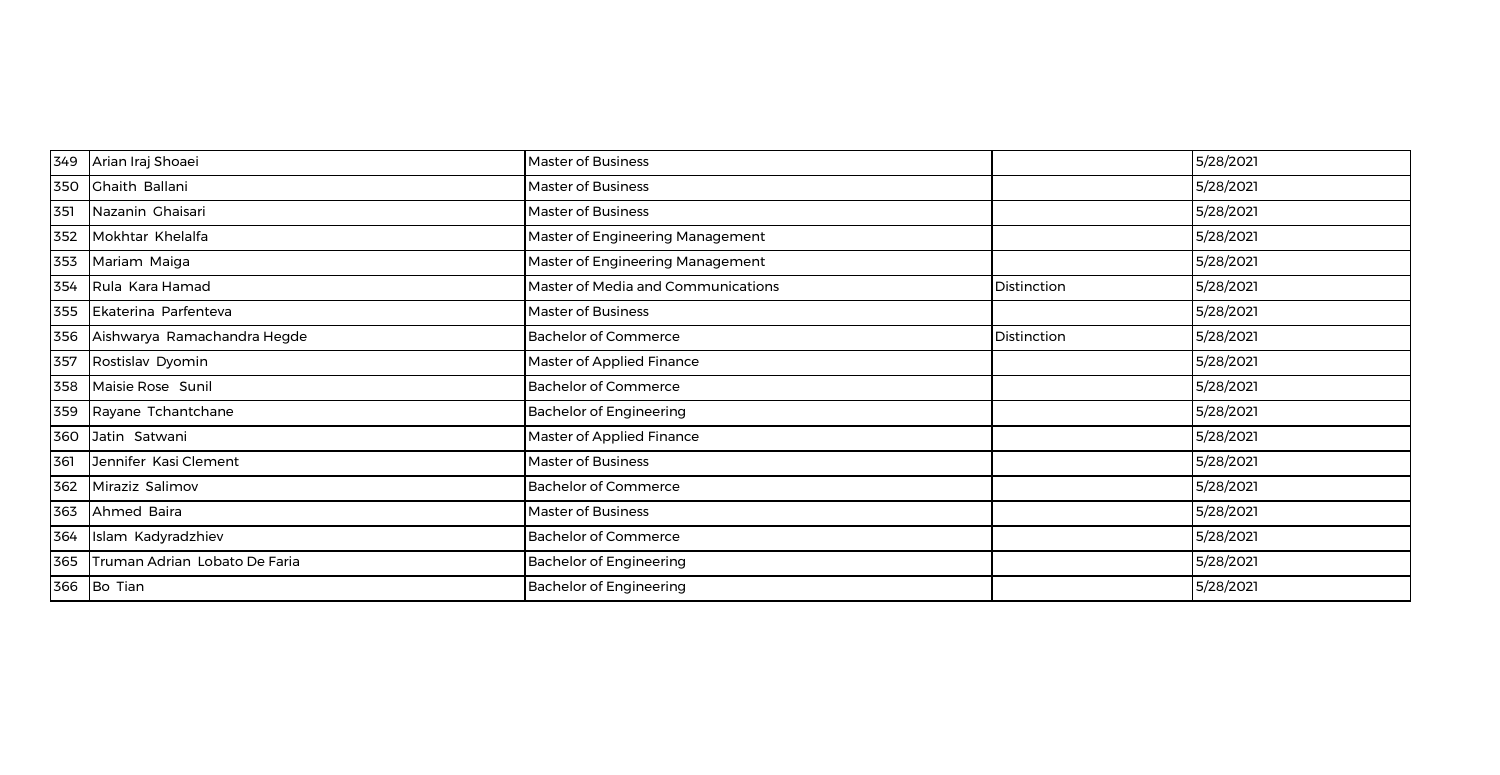| 349 | Arian Iraj Shoaei | Master of Business | | 5/28/2021 |
|---|---|---|---|---|
| 350 | Ghaith Ballani | Master of Business | | 5/28/2021 |
| 351 | Nazanin Ghaisari | Master of Business | | 5/28/2021 |
| 352 | Mokhtar Khelalfa | Master of Engineering Management | | 5/28/2021 |
| 353 | Mariam Maiga | Master of Engineering Management | | 5/28/2021 |
| 354 | Rula Kara Hamad | Master of Media and Communications | Distinction | 5/28/2021 |
| 355 | Ekaterina Parfenteva | Master of Business | | 5/28/2021 |
| 356 | Aishwarya Ramachandra Hegde | Bachelor of Commerce | Distinction | 5/28/2021 |
| 357 | Rostislav Dyomin | Master of Applied Finance | | 5/28/2021 |
| 358 | Maisie Rose Sunil | Bachelor of Commerce | | 5/28/2021 |
| 359 | Rayane Tchantchane | Bachelor of Engineering | | 5/28/2021 |
| 360 | Jatin Satwani | Master of Applied Finance | | 5/28/2021 |
| 361 | Jennifer Kasi Clement | Master of Business | | 5/28/2021 |
| 362 | Miraziz Salimov | Bachelor of Commerce | | 5/28/2021 |
| 363 | Ahmed Baira | Master of Business | | 5/28/2021 |
| 364 | Islam Kadyradzhiev | Bachelor of Commerce | | 5/28/2021 |
| 365 | Truman Adrian Lobato De Faria | Bachelor of Engineering | | 5/28/2021 |
| 366 | Bo Tian | Bachelor of Engineering | | 5/28/2021 |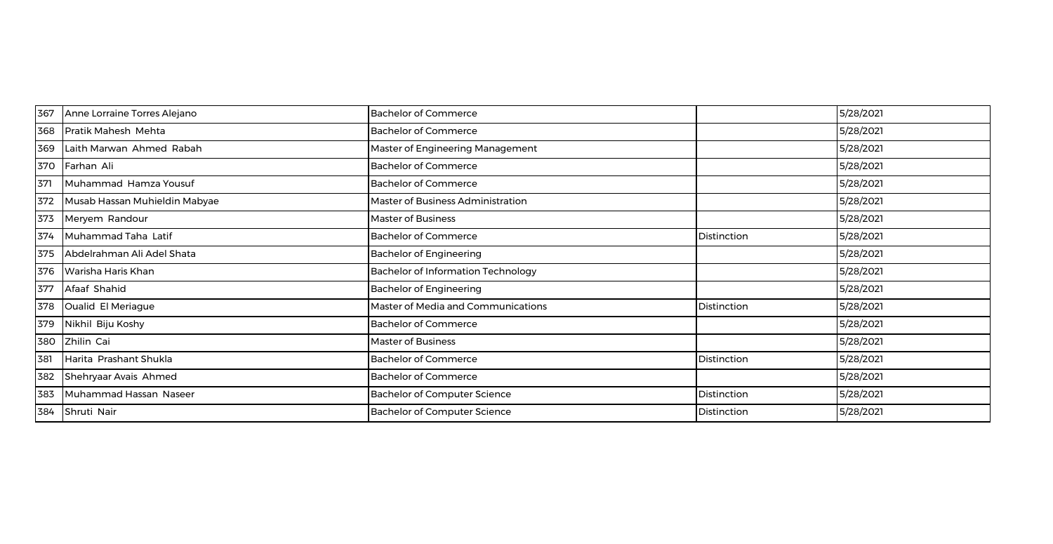| 367 | Anne Lorraine Torres Alejano | Bachelor of Commerce | | 5/28/2021 |
|---|---|---|---|---|
| 368 | Pratik Mahesh Mehta | Bachelor of Commerce | | 5/28/2021 |
| 369 | Laith Marwan Ahmed Rabah | Master of Engineering Management | | 5/28/2021 |
| 370 | Farhan Ali | Bachelor of Commerce | | 5/28/2021 |
| 371 | Muhammad Hamza Yousuf | Bachelor of Commerce | | 5/28/2021 |
| 372 | Musab Hassan Muhieldin Mabyae | Master of Business Administration | | 5/28/2021 |
| 373 | Meryem Randour | Master of Business | | 5/28/2021 |
| 374 | Muhammad Taha Latif | Bachelor of Commerce | Distinction | 5/28/2021 |
| 375 | Abdelrahman Ali Adel Shata | Bachelor of Engineering | | 5/28/2021 |
| 376 | Warisha Haris Khan | Bachelor of Information Technology | | 5/28/2021 |
| 377 | Afaaf Shahid | Bachelor of Engineering | | 5/28/2021 |
| 378 | Oualid El Meriague | Master of Media and Communications | Distinction | 5/28/2021 |
| 379 | Nikhil Biju Koshy | Bachelor of Commerce | | 5/28/2021 |
| 380 | Zhilin Cai | Master of Business | | 5/28/2021 |
| 381 | Harita Prashant Shukla | Bachelor of Commerce | Distinction | 5/28/2021 |
| 382 | Shehryaar Avais Ahmed | Bachelor of Commerce | | 5/28/2021 |
| 383 | Muhammad Hassan Naseer | Bachelor of Computer Science | Distinction | 5/28/2021 |
| 384 | Shruti Nair | Bachelor of Computer Science | Distinction | 5/28/2021 |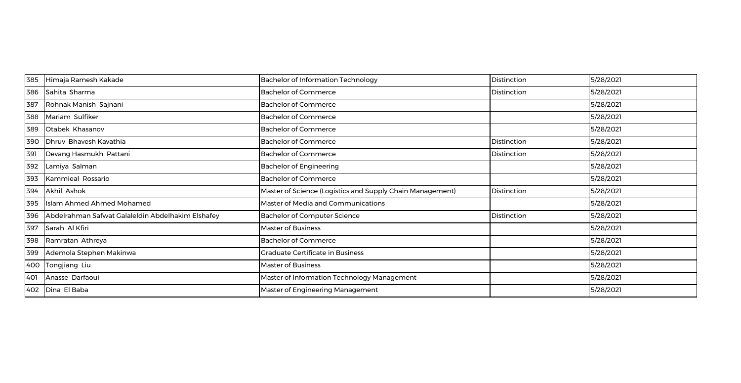| 385 | Himaja Ramesh Kakade | Bachelor of Information Technology | Distinction | 5/28/2021 |
|---|---|---|---|---|
| 386 | Sahita Sharma | Bachelor of Commerce | Distinction | 5/28/2021 |
| 387 | Rohnak Manish Sajnani | Bachelor of Commerce | | 5/28/2021 |
| 388 | Mariam Sulfiker | Bachelor of Commerce | | 5/28/2021 |
| 389 | Otabek Khasanov | Bachelor of Commerce | | 5/28/2021 |
| 390 | Dhruv Bhavesh Kavathia | Bachelor of Commerce | Distinction | 5/28/2021 |
| 391 | Devang Hasmukh Pattani | Bachelor of Commerce | Distinction | 5/28/2021 |
| 392 | Lamiya Salman | Bachelor of Engineering | | 5/28/2021 |
| 393 | Kammieal Rossario | Bachelor of Commerce | | 5/28/2021 |
| 394 | Akhil Ashok | Master of Science (Logistics and Supply Chain Management) | Distinction | 5/28/2021 |
| 395 | Islam Ahmed Ahmed Mohamed | Master of Media and Communications | | 5/28/2021 |
| 396 | Abdelrahman Safwat Galaleldin Abdelhakim Elshafey | Bachelor of Computer Science | Distinction | 5/28/2021 |
| 397 | Sarah Al Kfiri | Master of Business | | 5/28/2021 |
| 398 | Ramratan Athreya | Bachelor of Commerce | | 5/28/2021 |
| 399 | Ademola Stephen Makinwa | Graduate Certificate in Business | | 5/28/2021 |
| 400 | Tongjiang Liu | Master of Business | | 5/28/2021 |
| 401 | Anasse Darfaoui | Master of Information Technology Management | | 5/28/2021 |
| 402 | Dina El Baba | Master of Engineering Management | | 5/28/2021 |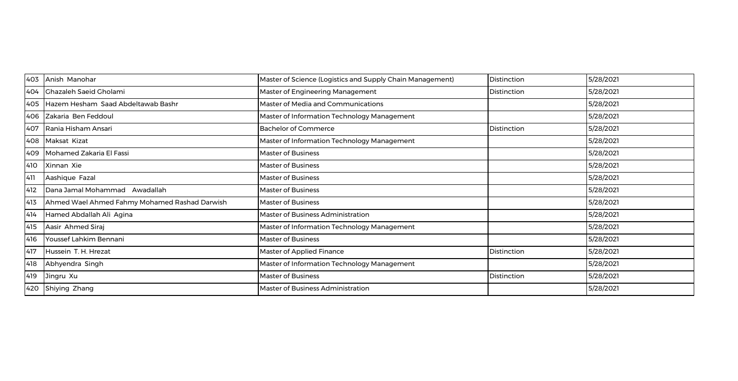| | | | | |
|---|---|---|---|---|
| 403 | Anish Manohar | Master of Science (Logistics and Supply Chain Management) | Distinction | 5/28/2021 |
| 404 | Ghazaleh Saeid Gholami | Master of Engineering Management | Distinction | 5/28/2021 |
| 405 | Hazem Hesham Saad Abdeltawab Bashr | Master of Media and Communications | | 5/28/2021 |
| 406 | Zakaria Ben Feddoul | Master of Information Technology Management | | 5/28/2021 |
| 407 | Rania Hisham Ansari | Bachelor of Commerce | Distinction | 5/28/2021 |
| 408 | Maksat Kizat | Master of Information Technology Management | | 5/28/2021 |
| 409 | Mohamed Zakaria El Fassi | Master of Business | | 5/28/2021 |
| 410 | Xinnan Xie | Master of Business | | 5/28/2021 |
| 411 | Aashique Fazal | Master of Business | | 5/28/2021 |
| 412 | Dana Jamal Mohammad Awadallah | Master of Business | | 5/28/2021 |
| 413 | Ahmed Wael Ahmed Fahmy Mohamed Rashad Darwish | Master of Business | | 5/28/2021 |
| 414 | Hamed Abdallah Ali Agina | Master of Business Administration | | 5/28/2021 |
| 415 | Aasir Ahmed Siraj | Master of Information Technology Management | | 5/28/2021 |
| 416 | Youssef Lahkim Bennani | Master of Business | | 5/28/2021 |
| 417 | Hussein T. H. Hrezat | Master of Applied Finance | Distinction | 5/28/2021 |
| 418 | Abhyendra Singh | Master of Information Technology Management | | 5/28/2021 |
| 419 | Jingru Xu | Master of Business | Distinction | 5/28/2021 |
| 420 | Shiying Zhang | Master of Business Administration | | 5/28/2021 |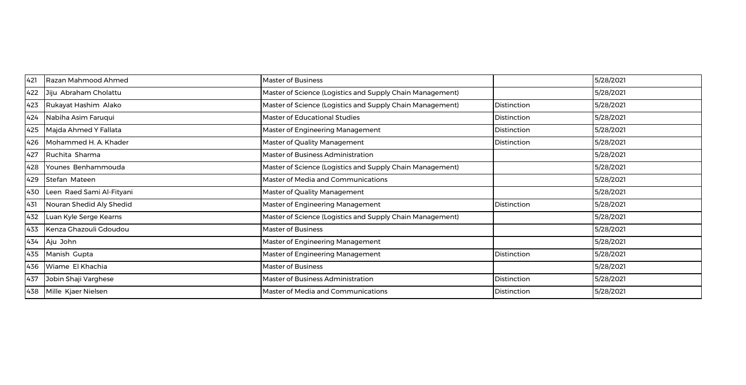| 421 | Razan Mahmood Ahmed | Master of Business | | 5/28/2021 |
|---|---|---|---|---|
| 422 | Jiju Abraham Cholattu | Master of Science (Logistics and Supply Chain Management) | | 5/28/2021 |
| 423 | Rukayat Hashim Alako | Master of Science (Logistics and Supply Chain Management) | Distinction | 5/28/2021 |
| 424 | Nabiha Asim Faruqui | Master of Educational Studies | Distinction | 5/28/2021 |
| 425 | Majda Ahmed Y Fallata | Master of Engineering Management | Distinction | 5/28/2021 |
| 426 | Mohammed H. A. Khader | Master of Quality Management | Distinction | 5/28/2021 |
| 427 | Ruchita Sharma | Master of Business Administration | | 5/28/2021 |
| 428 | Younes Benhammouda | Master of Science (Logistics and Supply Chain Management) | | 5/28/2021 |
| 429 | Stefan Mateen | Master of Media and Communications | | 5/28/2021 |
| 430 | Leen Raed Sami Al-Fityani | Master of Quality Management | | 5/28/2021 |
| 431 | Nouran Shedid Aly Shedid | Master of Engineering Management | Distinction | 5/28/2021 |
| 432 | Luan Kyle Serge Kearns | Master of Science (Logistics and Supply Chain Management) | | 5/28/2021 |
| 433 | Kenza Ghazouli Gdoudou | Master of Business | | 5/28/2021 |
| 434 | Aju John | Master of Engineering Management | | 5/28/2021 |
| 435 | Manish Gupta | Master of Engineering Management | Distinction | 5/28/2021 |
| 436 | Wiame El Khachia | Master of Business | | 5/28/2021 |
| 437 | Jobin Shaji Varghese | Master of Business Administration | Distinction | 5/28/2021 |
| 438 | Mille Kjaer Nielsen | Master of Media and Communications | Distinction | 5/28/2021 |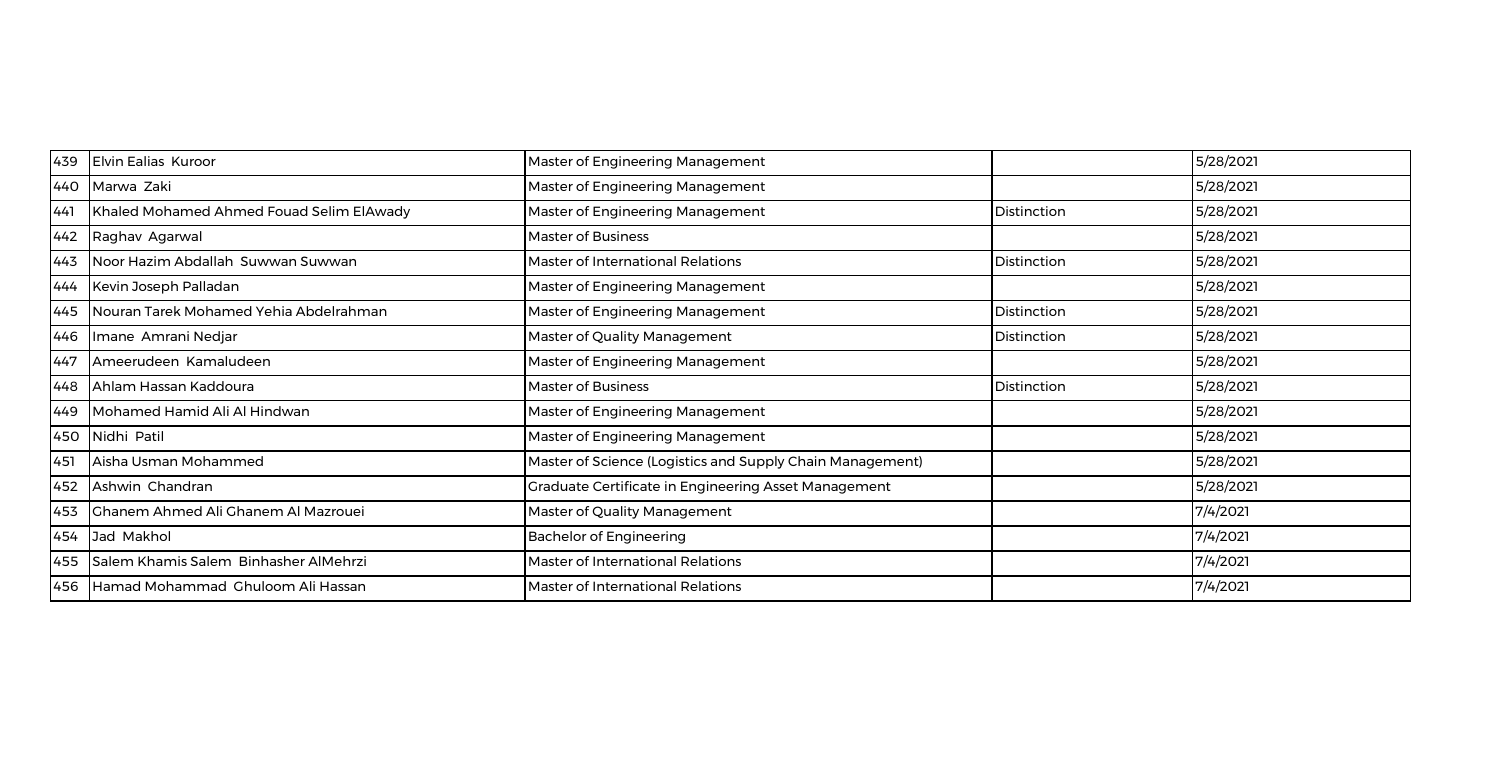| 439 | Elvin Ealias Kuroor | Master of Engineering Management | | 5/28/2021 |
|---|---|---|---|---|
| 440 | Marwa Zaki | Master of Engineering Management | | 5/28/2021 |
| 441 | Khaled Mohamed Ahmed Fouad Selim ElAwady | Master of Engineering Management | Distinction | 5/28/2021 |
| 442 | Raghav Agarwal | Master of Business | | 5/28/2021 |
| 443 | Noor Hazim Abdallah Suwwan Suwwan | Master of International Relations | Distinction | 5/28/2021 |
| 444 | Kevin Joseph Palladan | Master of Engineering Management | | 5/28/2021 |
| 445 | Nouran Tarek Mohamed Yehia Abdelrahman | Master of Engineering Management | Distinction | 5/28/2021 |
| 446 | Imane Amrani Nedjar | Master of Quality Management | Distinction | 5/28/2021 |
| 447 | Ameerudeen Kamaludeen | Master of Engineering Management | | 5/28/2021 |
| 448 | Ahlam Hassan Kaddoura | Master of Business | Distinction | 5/28/2021 |
| 449 | Mohamed Hamid Ali Al Hindwan | Master of Engineering Management | | 5/28/2021 |
| 450 | Nidhi Patil | Master of Engineering Management | | 5/28/2021 |
| 451 | Aisha Usman Mohammed | Master of Science (Logistics and Supply Chain Management) | | 5/28/2021 |
| 452 | Ashwin Chandran | Graduate Certificate in Engineering Asset Management | | 5/28/2021 |
| 453 | Ghanem Ahmed Ali Ghanem Al Mazrouei | Master of Quality Management | | 7/4/2021 |
| 454 | Jad Makhol | Bachelor of Engineering | | 7/4/2021 |
| 455 | Salem Khamis Salem Binhasher AlMehrzi | Master of International Relations | | 7/4/2021 |
| 456 | Hamad Mohammad Ghuloom Ali Hassan | Master of International Relations | | 7/4/2021 |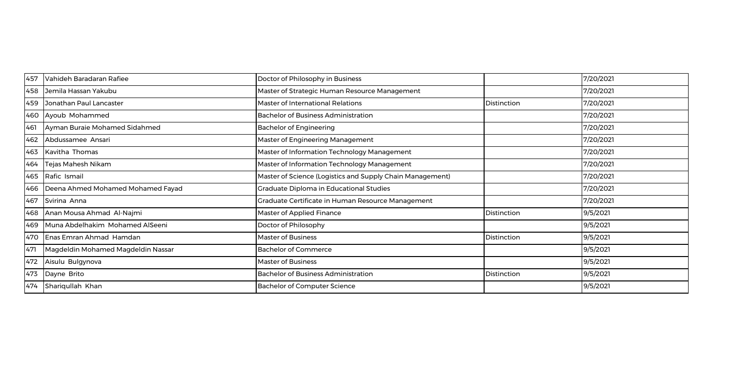| 457 | Vahideh Baradaran Rafiee | Doctor of Philosophy in Business | | 7/20/2021 |
|---|---|---|---|---|
| 458 | Jemila Hassan Yakubu | Master of Strategic Human Resource Management | | 7/20/2021 |
| 459 | Jonathan Paul Lancaster | Master of International Relations | Distinction | 7/20/2021 |
| 460 | Ayoub Mohammed | Bachelor of Business Administration | | 7/20/2021 |
| 461 | Ayman Buraie Mohamed Sidahmed | Bachelor of Engineering | | 7/20/2021 |
| 462 | Abdussamee Ansari | Master of Engineering Management | | 7/20/2021 |
| 463 | Kavitha Thomas | Master of Information Technology Management | | 7/20/2021 |
| 464 | Tejas Mahesh Nikam | Master of Information Technology Management | | 7/20/2021 |
| 465 | Rafic Ismail | Master of Science (Logistics and Supply Chain Management) | | 7/20/2021 |
| 466 | Deena Ahmed Mohamed Mohamed Fayad | Graduate Diploma in Educational Studies | | 7/20/2021 |
| 467 | Svirina Anna | Graduate Certificate in Human Resource Management | | 7/20/2021 |
| 468 | Anan Mousa Ahmad Al-Najmi | Master of Applied Finance | Distinction | 9/5/2021 |
| 469 | Muna Abdelhakim Mohamed AlSeeni | Doctor of Philosophy | | 9/5/2021 |
| 470 | Enas Emran Ahmad Hamdan | Master of Business | Distinction | 9/5/2021 |
| 471 | Magdeldin Mohamed Magdeldin Nassar | Bachelor of Commerce | | 9/5/2021 |
| 472 | Aisulu Bulgynova | Master of Business | | 9/5/2021 |
| 473 | Dayne Brito | Bachelor of Business Administration | Distinction | 9/5/2021 |
| 474 | Shariqullah Khan | Bachelor of Computer Science | | 9/5/2021 |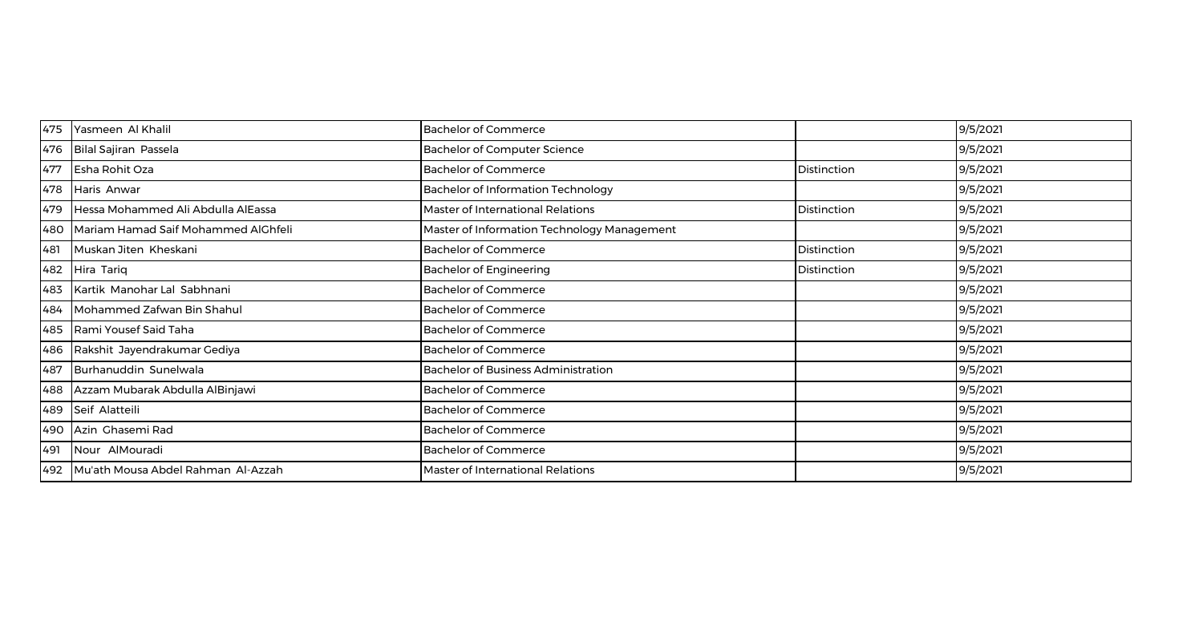| | | | | |
|---|---|---|---|---|
| 475 | Yasmeen Al Khalil | Bachelor of Commerce | | 9/5/2021 |
| 476 | Bilal Sajiran Passela | Bachelor of Computer Science | | 9/5/2021 |
| 477 | Esha Rohit Oza | Bachelor of Commerce | Distinction | 9/5/2021 |
| 478 | Haris Anwar | Bachelor of Information Technology | | 9/5/2021 |
| 479 | Hessa Mohammed Ali Abdulla AlEassa | Master of International Relations | Distinction | 9/5/2021 |
| 480 | Mariam Hamad Saif Mohammed AlGhfeli | Master of Information Technology Management | | 9/5/2021 |
| 481 | Muskan Jiten Kheskani | Bachelor of Commerce | Distinction | 9/5/2021 |
| 482 | Hira Tariq | Bachelor of Engineering | Distinction | 9/5/2021 |
| 483 | Kartik Manohar Lal Sabhnani | Bachelor of Commerce | | 9/5/2021 |
| 484 | Mohammed Zafwan Bin Shahul | Bachelor of Commerce | | 9/5/2021 |
| 485 | Rami Yousef Said Taha | Bachelor of Commerce | | 9/5/2021 |
| 486 | Rakshit Jayendrakumar Gediya | Bachelor of Commerce | | 9/5/2021 |
| 487 | Burhanuddin Sunelwala | Bachelor of Business Administration | | 9/5/2021 |
| 488 | Azzam Mubarak Abdulla AlBinjawi | Bachelor of Commerce | | 9/5/2021 |
| 489 | Seif Alatteili | Bachelor of Commerce | | 9/5/2021 |
| 490 | Azin Ghasemi Rad | Bachelor of Commerce | | 9/5/2021 |
| 491 | Nour AlMouradi | Bachelor of Commerce | | 9/5/2021 |
| 492 | Mu'ath Mousa Abdel Rahman Al-Azzah | Master of International Relations | | 9/5/2021 |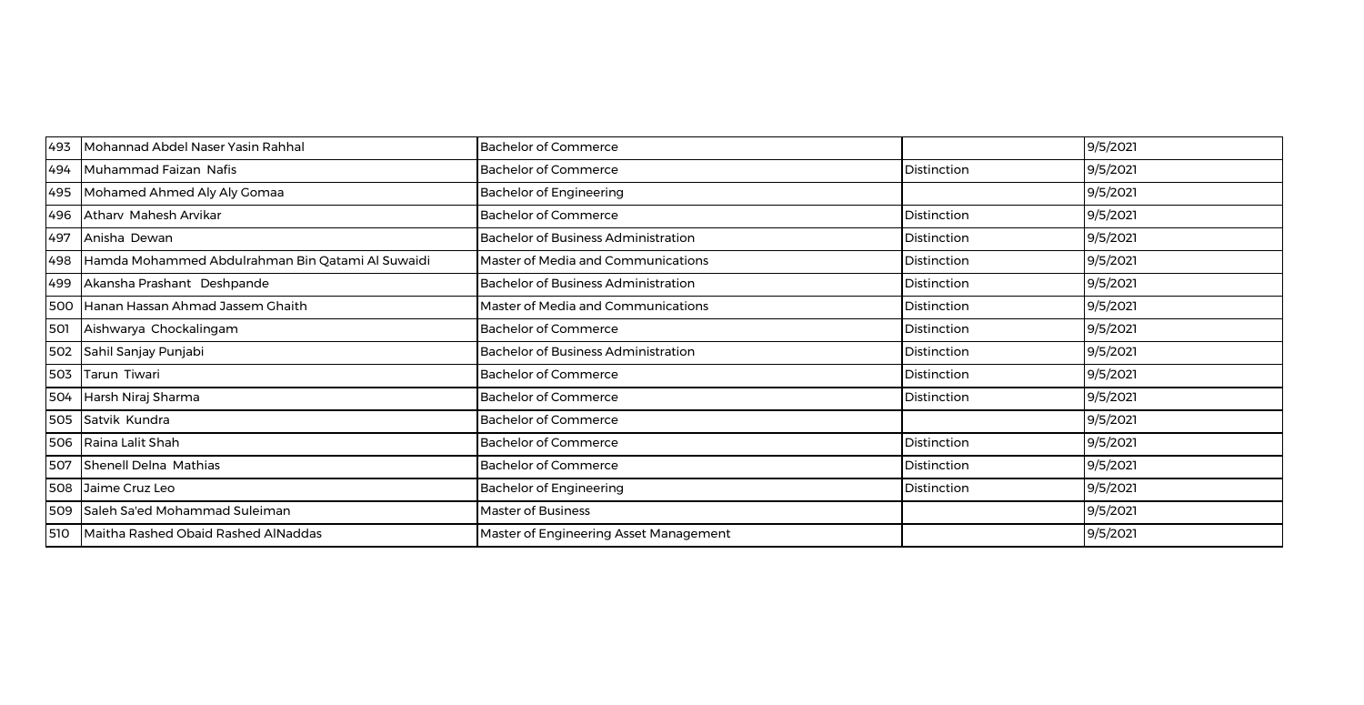| | | | | |
|---|---|---|---|---|
| 493 | Mohannad Abdel Naser Yasin Rahhal | Bachelor of Commerce | | 9/5/2021 |
| 494 | Muhammad Faizan Nafis | Bachelor of Commerce | Distinction | 9/5/2021 |
| 495 | Mohamed Ahmed Aly Aly Gomaa | Bachelor of Engineering | | 9/5/2021 |
| 496 | Atharv Mahesh Arvikar | Bachelor of Commerce | Distinction | 9/5/2021 |
| 497 | Anisha Dewan | Bachelor of Business Administration | Distinction | 9/5/2021 |
| 498 | Hamda Mohammed Abdulrahman Bin Qatami Al Suwaidi | Master of Media and Communications | Distinction | 9/5/2021 |
| 499 | Akansha Prashant Deshpande | Bachelor of Business Administration | Distinction | 9/5/2021 |
| 500 | Hanan Hassan Ahmad Jassem Ghaith | Master of Media and Communications | Distinction | 9/5/2021 |
| 501 | Aishwarya Chockalingam | Bachelor of Commerce | Distinction | 9/5/2021 |
| 502 | Sahil Sanjay Punjabi | Bachelor of Business Administration | Distinction | 9/5/2021 |
| 503 | Tarun Tiwari | Bachelor of Commerce | Distinction | 9/5/2021 |
| 504 | Harsh Niraj Sharma | Bachelor of Commerce | Distinction | 9/5/2021 |
| 505 | Satvik Kundra | Bachelor of Commerce | | 9/5/2021 |
| 506 | Raina Lalit Shah | Bachelor of Commerce | Distinction | 9/5/2021 |
| 507 | Shenell Delna Mathias | Bachelor of Commerce | Distinction | 9/5/2021 |
| 508 | Jaime Cruz Leo | Bachelor of Engineering | Distinction | 9/5/2021 |
| 509 | Saleh Sa'ed Mohammad Suleiman | Master of Business | | 9/5/2021 |
| 510 | Maitha Rashed Obaid Rashed AlNaddas | Master of Engineering Asset Management | | 9/5/2021 |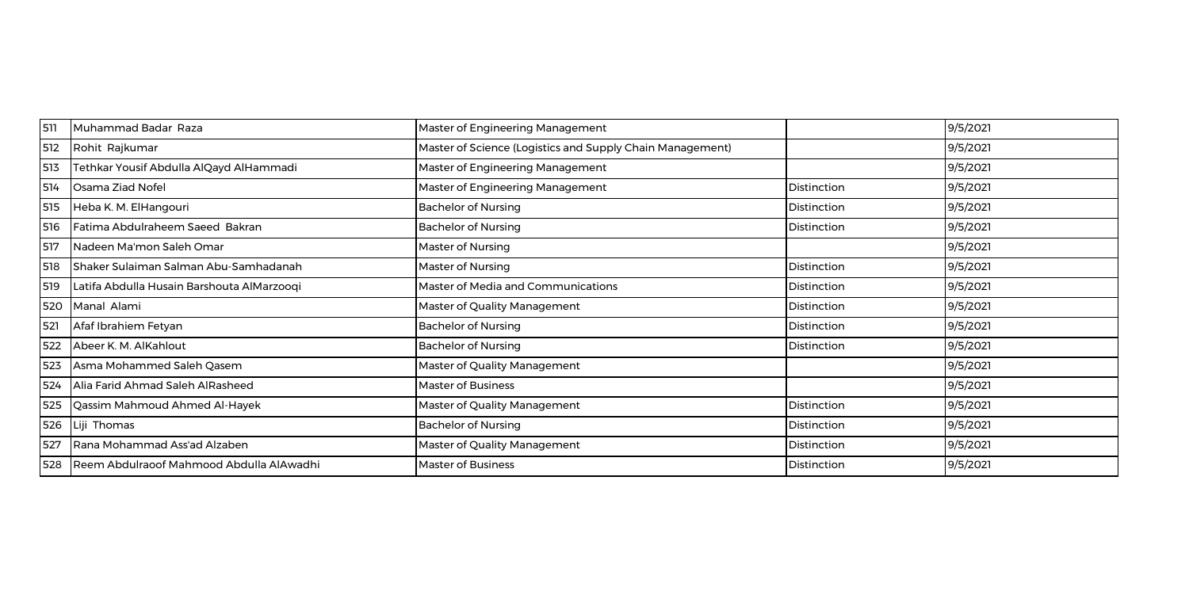| | | | | |
|---|---|---|---|---|
| 511 | Muhammad Badar Raza | Master of Engineering Management | | 9/5/2021 |
| 512 | Rohit Rajkumar | Master of Science (Logistics and Supply Chain Management) | | 9/5/2021 |
| 513 | Tethkar Yousif Abdulla AlQayd AlHammadi | Master of Engineering Management | | 9/5/2021 |
| 514 | Osama Ziad Nofel | Master of Engineering Management | Distinction | 9/5/2021 |
| 515 | Heba K. M. ElHangouri | Bachelor of Nursing | Distinction | 9/5/2021 |
| 516 | Fatima Abdulraheem Saeed Bakran | Bachelor of Nursing | Distinction | 9/5/2021 |
| 517 | Nadeen Ma'mon Saleh Omar | Master of Nursing | | 9/5/2021 |
| 518 | Shaker Sulaiman Salman Abu-Samhadanah | Master of Nursing | Distinction | 9/5/2021 |
| 519 | Latifa Abdulla Husain Barshouta AlMarzooqi | Master of Media and Communications | Distinction | 9/5/2021 |
| 520 | Manal Alami | Master of Quality Management | Distinction | 9/5/2021 |
| 521 | Afaf Ibrahiem Fetyan | Bachelor of Nursing | Distinction | 9/5/2021 |
| 522 | Abeer K. M. AlKahlout | Bachelor of Nursing | Distinction | 9/5/2021 |
| 523 | Asma Mohammed Saleh Qasem | Master of Quality Management | | 9/5/2021 |
| 524 | Alia Farid Ahmad Saleh AlRasheed | Master of Business | | 9/5/2021 |
| 525 | Qassim Mahmoud Ahmed Al-Hayek | Master of Quality Management | Distinction | 9/5/2021 |
| 526 | Liji Thomas | Bachelor of Nursing | Distinction | 9/5/2021 |
| 527 | Rana Mohammad Ass'ad Alzaben | Master of Quality Management | Distinction | 9/5/2021 |
| 528 | Reem Abdulraoof Mahmood Abdulla AlAwadhi | Master of Business | Distinction | 9/5/2021 |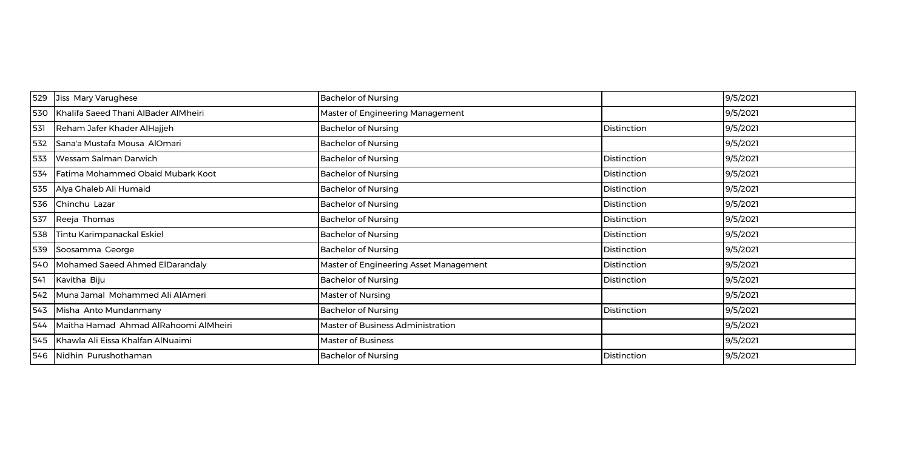| | | | | |
|---|---|---|---|---|
| 529 | Jiss Mary Varughese | Bachelor of Nursing | | 9/5/2021 |
| 530 | Khalifa Saeed Thani AlBader AlMheiri | Master of Engineering Management | | 9/5/2021 |
| 531 | Reham Jafer Khader AlHajjeh | Bachelor of Nursing | Distinction | 9/5/2021 |
| 532 | Sana'a Mustafa Mousa AlOmari | Bachelor of Nursing | | 9/5/2021 |
| 533 | Wessam Salman Darwich | Bachelor of Nursing | Distinction | 9/5/2021 |
| 534 | Fatima Mohammed Obaid Mubark Koot | Bachelor of Nursing | Distinction | 9/5/2021 |
| 535 | Alya Ghaleb Ali Humaid | Bachelor of Nursing | Distinction | 9/5/2021 |
| 536 | Chinchu Lazar | Bachelor of Nursing | Distinction | 9/5/2021 |
| 537 | Reeja Thomas | Bachelor of Nursing | Distinction | 9/5/2021 |
| 538 | Tintu Karimpanackal Eskiel | Bachelor of Nursing | Distinction | 9/5/2021 |
| 539 | Soosamma George | Bachelor of Nursing | Distinction | 9/5/2021 |
| 540 | Mohamed Saeed Ahmed ElDarandaly | Master of Engineering Asset Management | Distinction | 9/5/2021 |
| 541 | Kavitha Biju | Bachelor of Nursing | Distinction | 9/5/2021 |
| 542 | Muna Jamal Mohammed Ali AlAmeri | Master of Nursing | | 9/5/2021 |
| 543 | Misha Anto Mundanmany | Bachelor of Nursing | Distinction | 9/5/2021 |
| 544 | Maitha Hamad Ahmad AlRahoomi AlMheiri | Master of Business Administration | | 9/5/2021 |
| 545 | Khawla Ali Eissa Khalfan AlNuaimi | Master of Business | | 9/5/2021 |
| 546 | Nidhin Purushothaman | Bachelor of Nursing | Distinction | 9/5/2021 |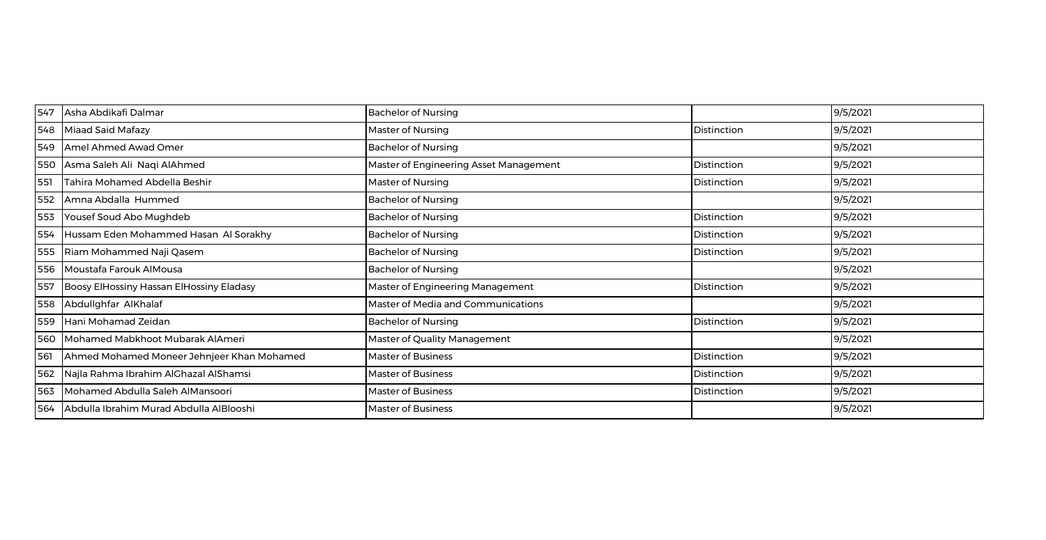| | | | | |
|---|---|---|---|---|
| 547 | Asha Abdikafi Dalmar | Bachelor of Nursing | | 9/5/2021 |
| 548 | Miaad Said Mafazy | Master of Nursing | Distinction | 9/5/2021 |
| 549 | Amel Ahmed Awad Omer | Bachelor of Nursing | | 9/5/2021 |
| 550 | Asma Saleh Ali Naqi AlAhmed | Master of Engineering Asset Management | Distinction | 9/5/2021 |
| 551 | Tahira Mohamed Abdella Beshir | Master of Nursing | Distinction | 9/5/2021 |
| 552 | Amna Abdalla Hummed | Bachelor of Nursing | | 9/5/2021 |
| 553 | Yousef Soud Abo Mughdeb | Bachelor of Nursing | Distinction | 9/5/2021 |
| 554 | Hussam Eden Mohammed Hasan Al Sorakhy | Bachelor of Nursing | Distinction | 9/5/2021 |
| 555 | Riam Mohammed Naji Qasem | Bachelor of Nursing | Distinction | 9/5/2021 |
| 556 | Moustafa Farouk AlMousa | Bachelor of Nursing | | 9/5/2021 |
| 557 | Boosy ElHossiny Hassan ElHossiny Eladasy | Master of Engineering Management | Distinction | 9/5/2021 |
| 558 | Abdullghfar AlKhalaf | Master of Media and Communications | | 9/5/2021 |
| 559 | Hani Mohamad Zeidan | Bachelor of Nursing | Distinction | 9/5/2021 |
| 560 | Mohamed Mabkhoot Mubarak AlAmeri | Master of Quality Management | | 9/5/2021 |
| 561 | Ahmed Mohamed Moneer Jehnjeer Khan Mohamed | Master of Business | Distinction | 9/5/2021 |
| 562 | Najla Rahma Ibrahim AlGhazal AlShamsi | Master of Business | Distinction | 9/5/2021 |
| 563 | Mohamed Abdulla Saleh AlMansoori | Master of Business | Distinction | 9/5/2021 |
| 564 | Abdulla Ibrahim Murad Abdulla AlBlooshi | Master of Business | | 9/5/2021 |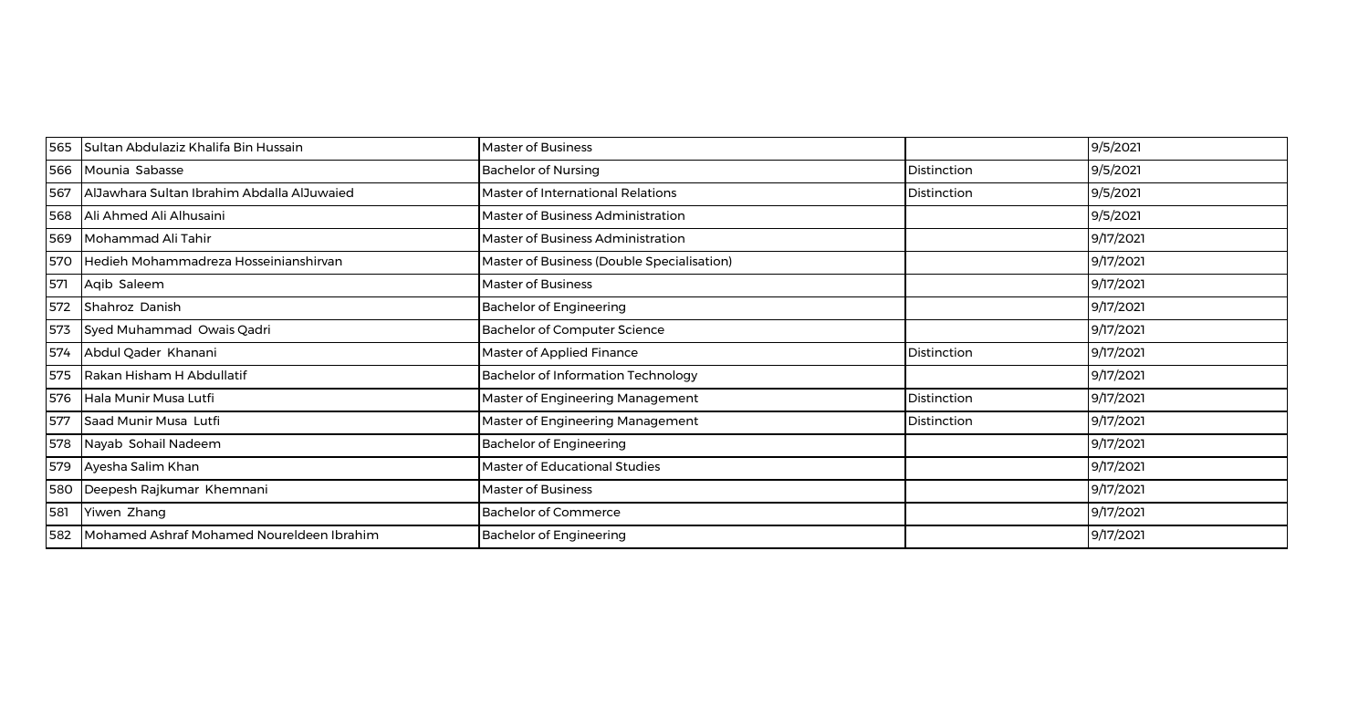| 565 | Sultan Abdulaziz Khalifa Bin Hussain | Master of Business | | 9/5/2021 |
|---|---|---|---|---|
| 566 | Mounia Sabasse | Bachelor of Nursing | Distinction | 9/5/2021 |
| 567 | AlJawhara Sultan Ibrahim Abdalla AlJuwaied | Master of International Relations | Distinction | 9/5/2021 |
| 568 | Ali Ahmed Ali Alhusaini | Master of Business Administration | | 9/5/2021 |
| 569 | Mohammad Ali Tahir | Master of Business Administration | | 9/17/2021 |
| 570 | Hedieh Mohammadreza Hosseinianshirvan | Master of Business (Double Specialisation) | | 9/17/2021 |
| 571 | Aqib Saleem | Master of Business | | 9/17/2021 |
| 572 | Shahroz Danish | Bachelor of Engineering | | 9/17/2021 |
| 573 | Syed Muhammad Owais Qadri | Bachelor of Computer Science | | 9/17/2021 |
| 574 | Abdul Qader Khanani | Master of Applied Finance | Distinction | 9/17/2021 |
| 575 | Rakan Hisham H Abdullatif | Bachelor of Information Technology | | 9/17/2021 |
| 576 | Hala Munir Musa Lutfi | Master of Engineering Management | Distinction | 9/17/2021 |
| 577 | Saad Munir Musa Lutfi | Master of Engineering Management | Distinction | 9/17/2021 |
| 578 | Nayab Sohail Nadeem | Bachelor of Engineering | | 9/17/2021 |
| 579 | Ayesha Salim Khan | Master of Educational Studies | | 9/17/2021 |
| 580 | Deepesh Rajkumar Khemnani | Master of Business | | 9/17/2021 |
| 581 | Yiwen Zhang | Bachelor of Commerce | | 9/17/2021 |
| 582 | Mohamed Ashraf Mohamed Noureldeen Ibrahim | Bachelor of Engineering | | 9/17/2021 |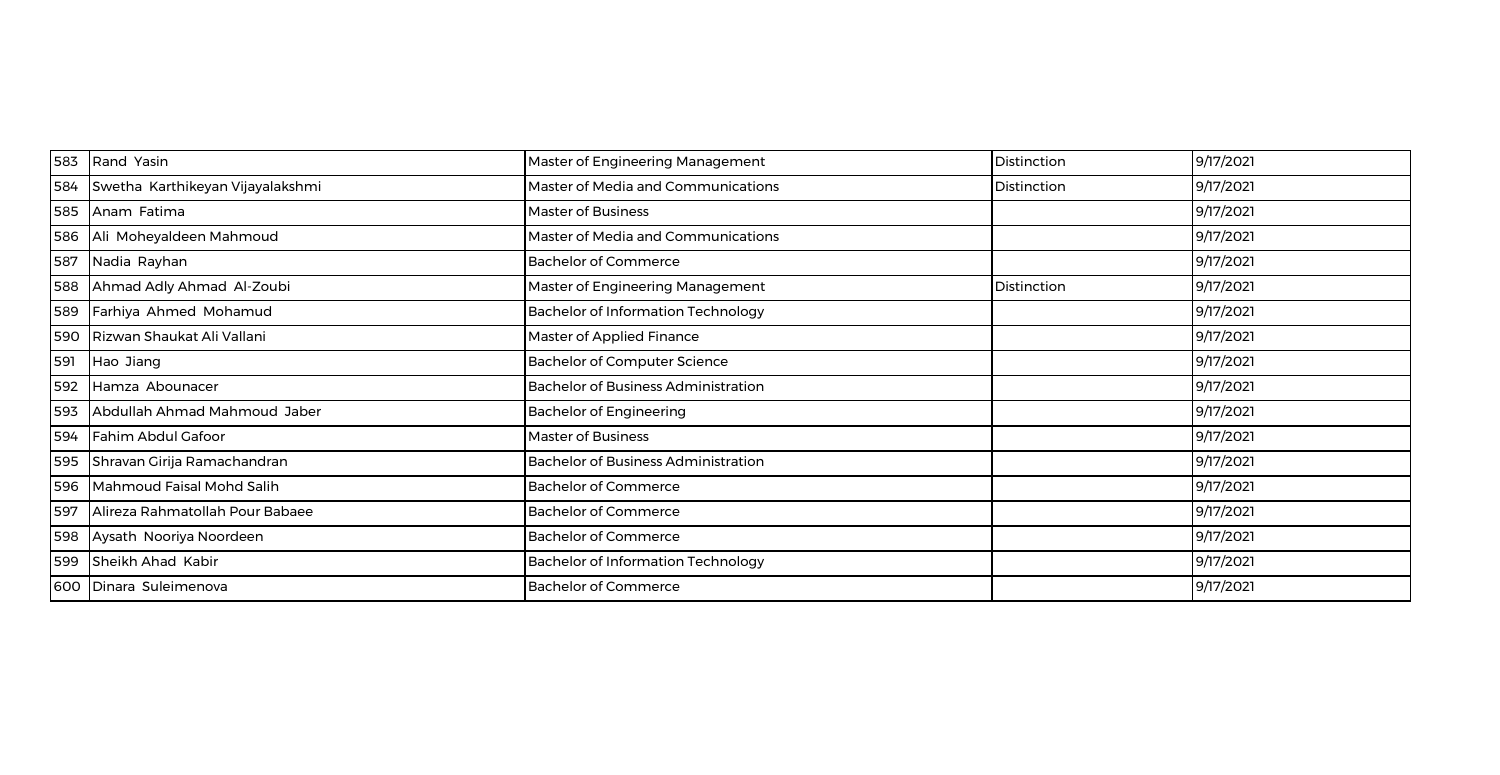| 583 | Rand Yasin | Master of Engineering Management | Distinction | 9/17/2021 |
|---|---|---|---|---|
| 584 | Swetha Karthikeyan Vijayalakshmi | Master of Media and Communications | Distinction | 9/17/2021 |
| 585 | Anam Fatima | Master of Business | | 9/17/2021 |
| 586 | Ali Moheyaldeen Mahmoud | Master of Media and Communications | | 9/17/2021 |
| 587 | Nadia Rayhan | Bachelor of Commerce | | 9/17/2021 |
| 588 | Ahmad Adly Ahmad Al-Zoubi | Master of Engineering Management | Distinction | 9/17/2021 |
| 589 | Farhiya Ahmed Mohamud | Bachelor of Information Technology | | 9/17/2021 |
| 590 | Rizwan Shaukat Ali Vallani | Master of Applied Finance | | 9/17/2021 |
| 591 | Hao Jiang | Bachelor of Computer Science | | 9/17/2021 |
| 592 | Hamza Abounacer | Bachelor of Business Administration | | 9/17/2021 |
| 593 | Abdullah Ahmad Mahmoud Jaber | Bachelor of Engineering | | 9/17/2021 |
| 594 | Fahim Abdul Gafoor | Master of Business | | 9/17/2021 |
| 595 | Shravan Girija Ramachandran | Bachelor of Business Administration | | 9/17/2021 |
| 596 | Mahmoud Faisal Mohd Salih | Bachelor of Commerce | | 9/17/2021 |
| 597 | Alireza Rahmatollah Pour Babaee | Bachelor of Commerce | | 9/17/2021 |
| 598 | Aysath Nooriya Noordeen | Bachelor of Commerce | | 9/17/2021 |
| 599 | Sheikh Ahad Kabir | Bachelor of Information Technology | | 9/17/2021 |
| 600 | Dinara Suleimenova | Bachelor of Commerce | | 9/17/2021 |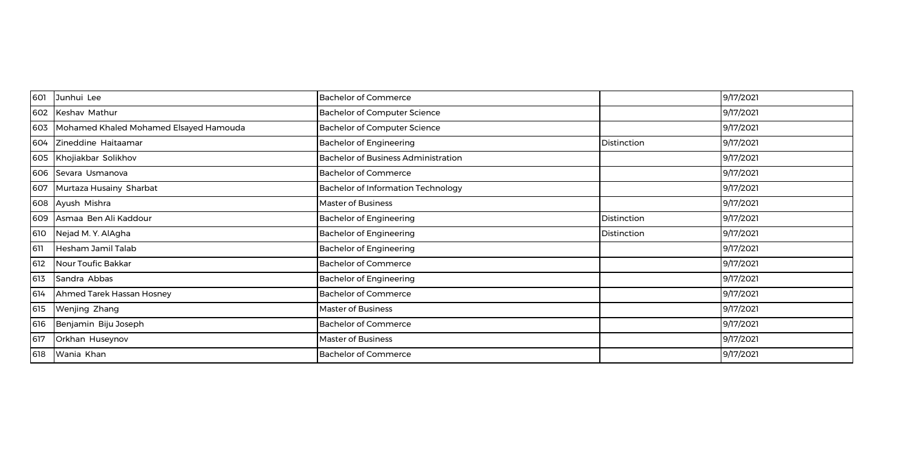| 601 | Junhui Lee | Bachelor of Commerce | | 9/17/2021 |
|---|---|---|---|---|
| 602 | Keshav Mathur | Bachelor of Computer Science | | 9/17/2021 |
| 603 | Mohamed Khaled Mohamed Elsayed Hamouda | Bachelor of Computer Science | | 9/17/2021 |
| 604 | Zineddine Haitaamar | Bachelor of Engineering | Distinction | 9/17/2021 |
| 605 | Khojiakbar Solikhov | Bachelor of Business Administration | | 9/17/2021 |
| 606 | Sevara Usmanova | Bachelor of Commerce | | 9/17/2021 |
| 607 | Murtaza Husainy Sharbat | Bachelor of Information Technology | | 9/17/2021 |
| 608 | Ayush Mishra | Master of Business | | 9/17/2021 |
| 609 | Asmaa Ben Ali Kaddour | Bachelor of Engineering | Distinction | 9/17/2021 |
| 610 | Nejad M. Y. AlAgha | Bachelor of Engineering | Distinction | 9/17/2021 |
| 611 | Hesham Jamil Talab | Bachelor of Engineering | | 9/17/2021 |
| 612 | Nour Toufic Bakkar | Bachelor of Commerce | | 9/17/2021 |
| 613 | Sandra Abbas | Bachelor of Engineering | | 9/17/2021 |
| 614 | Ahmed Tarek Hassan Hosney | Bachelor of Commerce | | 9/17/2021 |
| 615 | Wenjing Zhang | Master of Business | | 9/17/2021 |
| 616 | Benjamin Biju Joseph | Bachelor of Commerce | | 9/17/2021 |
| 617 | Orkhan Huseynov | Master of Business | | 9/17/2021 |
| 618 | Wania Khan | Bachelor of Commerce | | 9/17/2021 |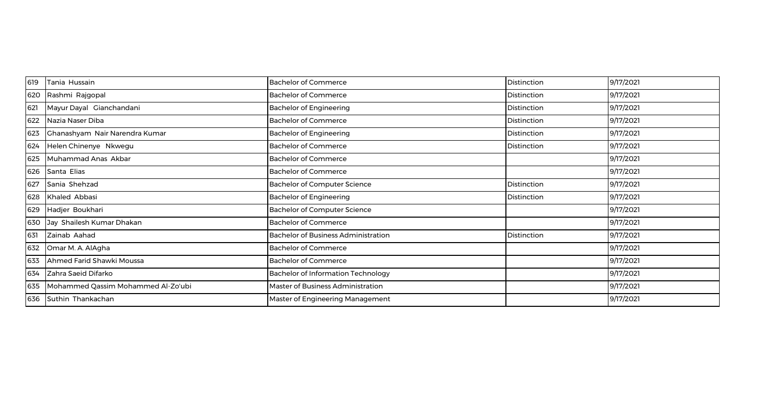| | | | | |
|---|---|---|---|---|
| 619 | Tania Hussain | Bachelor of Commerce | Distinction | 9/17/2021 |
| 620 | Rashmi Rajgopal | Bachelor of Commerce | Distinction | 9/17/2021 |
| 621 | Mayur Dayal Gianchandani | Bachelor of Engineering | Distinction | 9/17/2021 |
| 622 | Nazia Naser Diba | Bachelor of Commerce | Distinction | 9/17/2021 |
| 623 | Ghanashyam Nair Narendra Kumar | Bachelor of Engineering | Distinction | 9/17/2021 |
| 624 | Helen Chinenye Nkwegu | Bachelor of Commerce | Distinction | 9/17/2021 |
| 625 | Muhammad Anas Akbar | Bachelor of Commerce | | 9/17/2021 |
| 626 | Santa Elias | Bachelor of Commerce | | 9/17/2021 |
| 627 | Sania Shehzad | Bachelor of Computer Science | Distinction | 9/17/2021 |
| 628 | Khaled Abbasi | Bachelor of Engineering | Distinction | 9/17/2021 |
| 629 | Hadjer Boukhari | Bachelor of Computer Science | | 9/17/2021 |
| 630 | Jay Shailesh Kumar Dhakan | Bachelor of Commerce | | 9/17/2021 |
| 631 | Zainab Aahad | Bachelor of Business Administration | Distinction | 9/17/2021 |
| 632 | Omar M. A. AlAgha | Bachelor of Commerce | | 9/17/2021 |
| 633 | Ahmed Farid Shawki Moussa | Bachelor of Commerce | | 9/17/2021 |
| 634 | Zahra Saeid Difarko | Bachelor of Information Technology | | 9/17/2021 |
| 635 | Mohammed Qassim Mohammed Al-Zo'ubi | Master of Business Administration | | 9/17/2021 |
| 636 | Suthin Thankachan | Master of Engineering Management | | 9/17/2021 |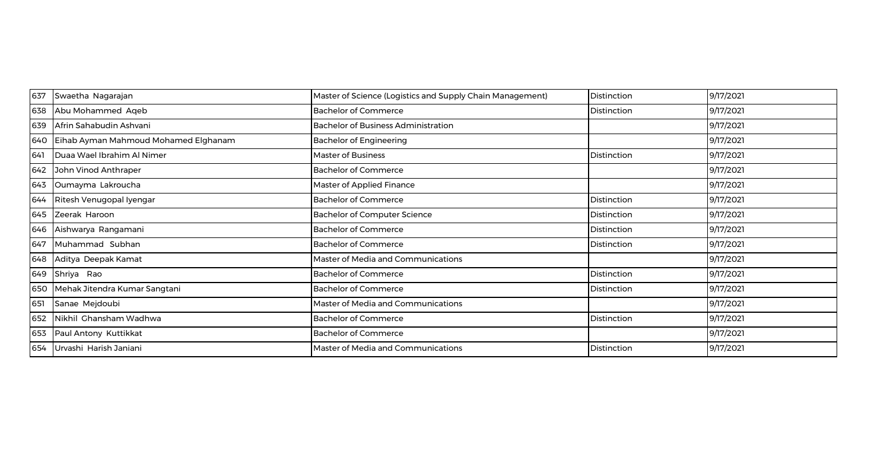| 637 | Swaetha Nagarajan | Master of Science (Logistics and Supply Chain Management) | Distinction | 9/17/2021 |
|---|---|---|---|---|
| 638 | Abu Mohammed Aqeb | Bachelor of Commerce | Distinction | 9/17/2021 |
| 639 | Afrin Sahabudin Ashvani | Bachelor of Business Administration | | 9/17/2021 |
| 640 | Eihab Ayman Mahmoud Mohamed Elghanam | Bachelor of Engineering | | 9/17/2021 |
| 641 | Duaa Wael Ibrahim Al Nimer | Master of Business | Distinction | 9/17/2021 |
| 642 | John Vinod Anthraper | Bachelor of Commerce | | 9/17/2021 |
| 643 | Oumayma Lakroucha | Master of Applied Finance | | 9/17/2021 |
| 644 | Ritesh Venugopal Iyengar | Bachelor of Commerce | Distinction | 9/17/2021 |
| 645 | Zeerak Haroon | Bachelor of Computer Science | Distinction | 9/17/2021 |
| 646 | Aishwarya Rangamani | Bachelor of Commerce | Distinction | 9/17/2021 |
| 647 | Muhammad Subhan | Bachelor of Commerce | Distinction | 9/17/2021 |
| 648 | Aditya Deepak Kamat | Master of Media and Communications | | 9/17/2021 |
| 649 | Shriya Rao | Bachelor of Commerce | Distinction | 9/17/2021 |
| 650 | Mehak Jitendra Kumar Sangtani | Bachelor of Commerce | Distinction | 9/17/2021 |
| 651 | Sanae Mejdoubi | Master of Media and Communications | | 9/17/2021 |
| 652 | Nikhil Ghansham Wadhwa | Bachelor of Commerce | Distinction | 9/17/2021 |
| 653 | Paul Antony Kuttikkat | Bachelor of Commerce | | 9/17/2021 |
| 654 | Urvashi Harish Janiani | Master of Media and Communications | Distinction | 9/17/2021 |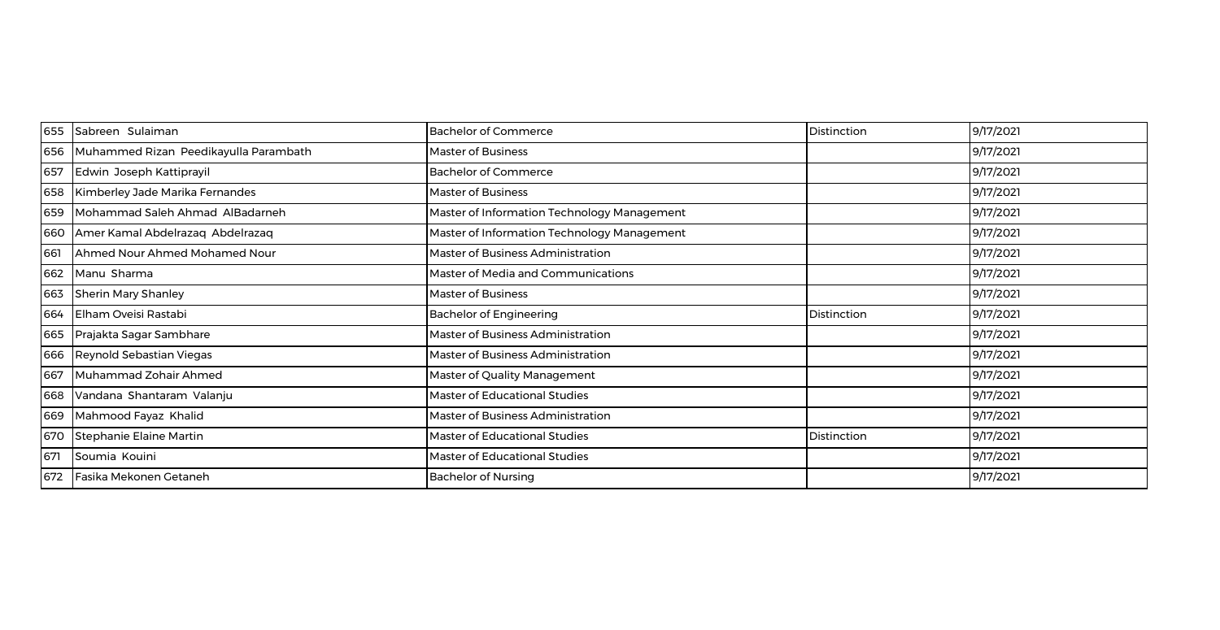| 655 | Sabreen  Sulaiman | Bachelor of Commerce | Distinction | 9/17/2021 |
|---|---|---|---|---|
| 656 | Muhammed Rizan  Peedikayulla Parambath | Master of Business | | 9/17/2021 |
| 657 | Edwin  Joseph Kattiprayil | Bachelor of Commerce | | 9/17/2021 |
| 658 | Kimberley Jade Marika Fernandes | Master of Business | | 9/17/2021 |
| 659 | Mohammad Saleh Ahmad  AlBadarneh | Master of Information Technology Management | | 9/17/2021 |
| 660 | Amer Kamal Abdelrazaq  Abdelrazaq | Master of Information Technology Management | | 9/17/2021 |
| 661 | Ahmed Nour Ahmed Mohamed Nour | Master of Business Administration | | 9/17/2021 |
| 662 | Manu  Sharma | Master of Media and Communications | | 9/17/2021 |
| 663 | Sherin Mary Shanley | Master of Business | | 9/17/2021 |
| 664 | Elham Oveisi Rastabi | Bachelor of Engineering | Distinction | 9/17/2021 |
| 665 | Prajakta Sagar Sambhare | Master of Business Administration | | 9/17/2021 |
| 666 | Reynold Sebastian Viegas | Master of Business Administration | | 9/17/2021 |
| 667 | Muhammad Zohair Ahmed | Master of Quality Management | | 9/17/2021 |
| 668 | Vandana  Shantaram  Valanju | Master of Educational Studies | | 9/17/2021 |
| 669 | Mahmood Fayaz  Khalid | Master of Business Administration | | 9/17/2021 |
| 670 | Stephanie Elaine Martin | Master of Educational Studies | Distinction | 9/17/2021 |
| 671 | Soumia  Kouini | Master of Educational Studies | | 9/17/2021 |
| 672 | Fasika Mekonen Getaneh | Bachelor of Nursing | | 9/17/2021 |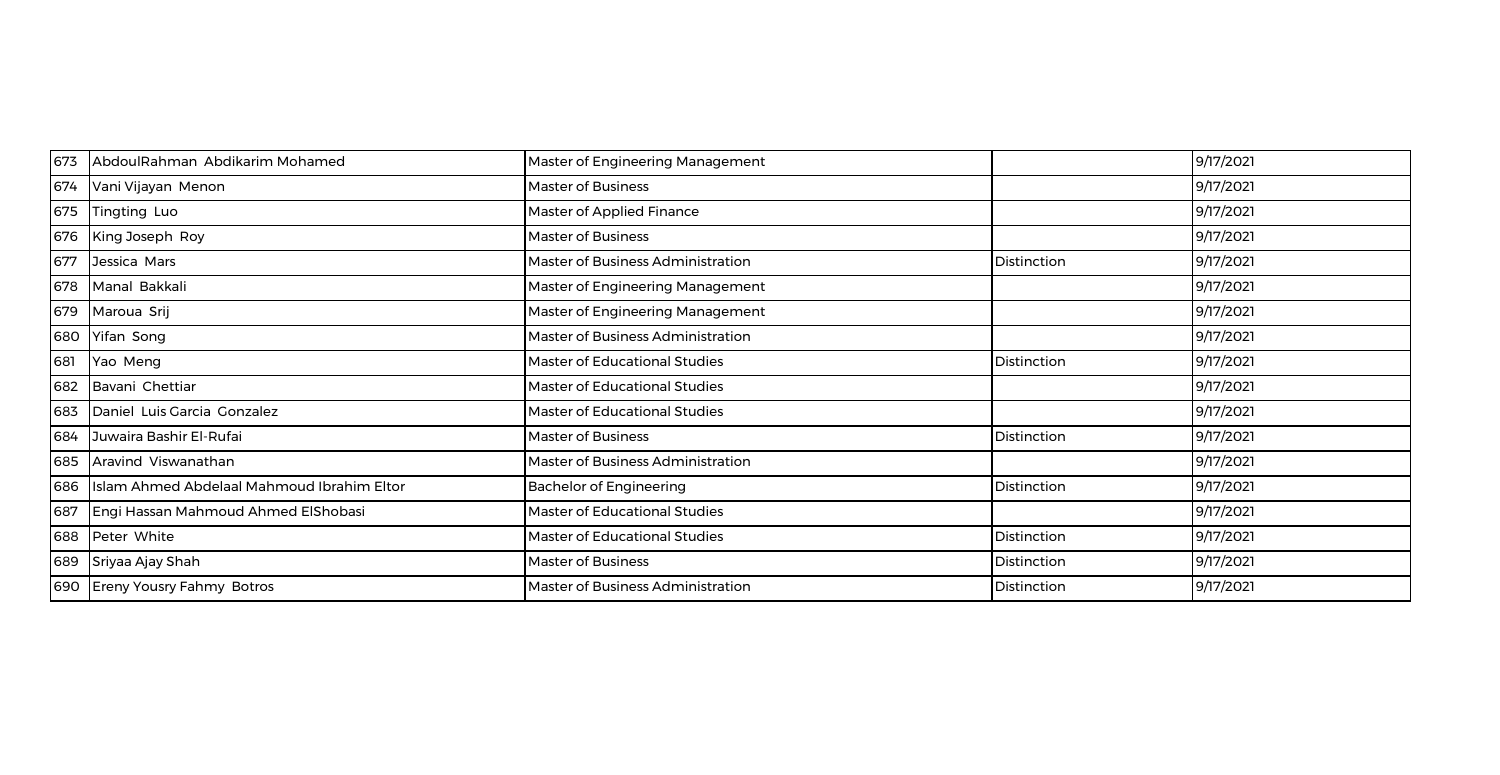| | | | | |
|---|---|---|---|---|
| 673 | AbdoulRahman Abdikarim Mohamed | Master of Engineering Management | | 9/17/2021 |
| 674 | Vani Vijayan Menon | Master of Business | | 9/17/2021 |
| 675 | Tingting Luo | Master of Applied Finance | | 9/17/2021 |
| 676 | King Joseph Roy | Master of Business | | 9/17/2021 |
| 677 | Jessica Mars | Master of Business Administration | Distinction | 9/17/2021 |
| 678 | Manal Bakkali | Master of Engineering Management | | 9/17/2021 |
| 679 | Maroua Srij | Master of Engineering Management | | 9/17/2021 |
| 680 | Yifan Song | Master of Business Administration | | 9/17/2021 |
| 681 | Yao Meng | Master of Educational Studies | Distinction | 9/17/2021 |
| 682 | Bavani Chettiar | Master of Educational Studies | | 9/17/2021 |
| 683 | Daniel Luis Garcia Gonzalez | Master of Educational Studies | | 9/17/2021 |
| 684 | Juwaira Bashir El-Rufai | Master of Business | Distinction | 9/17/2021 |
| 685 | Aravind Viswanathan | Master of Business Administration | | 9/17/2021 |
| 686 | Islam Ahmed Abdelaal Mahmoud Ibrahim Eltor | Bachelor of Engineering | Distinction | 9/17/2021 |
| 687 | Engi Hassan Mahmoud Ahmed ElShobasi | Master of Educational Studies | | 9/17/2021 |
| 688 | Peter White | Master of Educational Studies | Distinction | 9/17/2021 |
| 689 | Sriyaa Ajay Shah | Master of Business | Distinction | 9/17/2021 |
| 690 | Ereny Yousry Fahmy Botros | Master of Business Administration | Distinction | 9/17/2021 |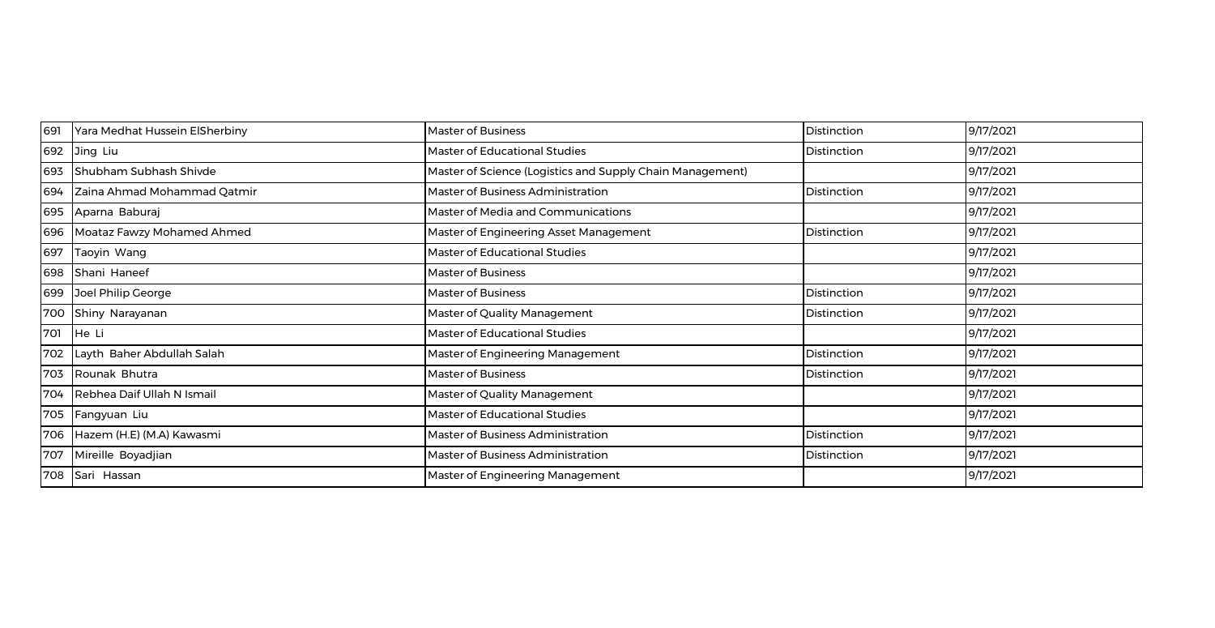| 691 | Yara Medhat Hussein ElSherbiny | Master of Business | Distinction | 9/17/2021 |
|---|---|---|---|---|
| 692 | Jing Liu | Master of Educational Studies | Distinction | 9/17/2021 |
| 693 | Shubham Subhash Shivde | Master of Science (Logistics and Supply Chain Management) | | 9/17/2021 |
| 694 | Zaina Ahmad Mohammad Qatmir | Master of Business Administration | Distinction | 9/17/2021 |
| 695 | Aparna Baburaj | Master of Media and Communications | | 9/17/2021 |
| 696 | Moataz Fawzy Mohamed Ahmed | Master of Engineering Asset Management | Distinction | 9/17/2021 |
| 697 | Taoyin Wang | Master of Educational Studies | | 9/17/2021 |
| 698 | Shani Haneef | Master of Business | | 9/17/2021 |
| 699 | Joel Philip George | Master of Business | Distinction | 9/17/2021 |
| 700 | Shiny Narayanan | Master of Quality Management | Distinction | 9/17/2021 |
| 701 | He Li | Master of Educational Studies | | 9/17/2021 |
| 702 | Layth Baher Abdullah Salah | Master of Engineering Management | Distinction | 9/17/2021 |
| 703 | Rounak Bhutra | Master of Business | Distinction | 9/17/2021 |
| 704 | Rebhea Daif Ullah N Ismail | Master of Quality Management | | 9/17/2021 |
| 705 | Fangyuan Liu | Master of Educational Studies | | 9/17/2021 |
| 706 | Hazem (H.E) (M.A) Kawasmi | Master of Business Administration | Distinction | 9/17/2021 |
| 707 | Mireille Boyadjian | Master of Business Administration | Distinction | 9/17/2021 |
| 708 | Sari Hassan | Master of Engineering Management | | 9/17/2021 |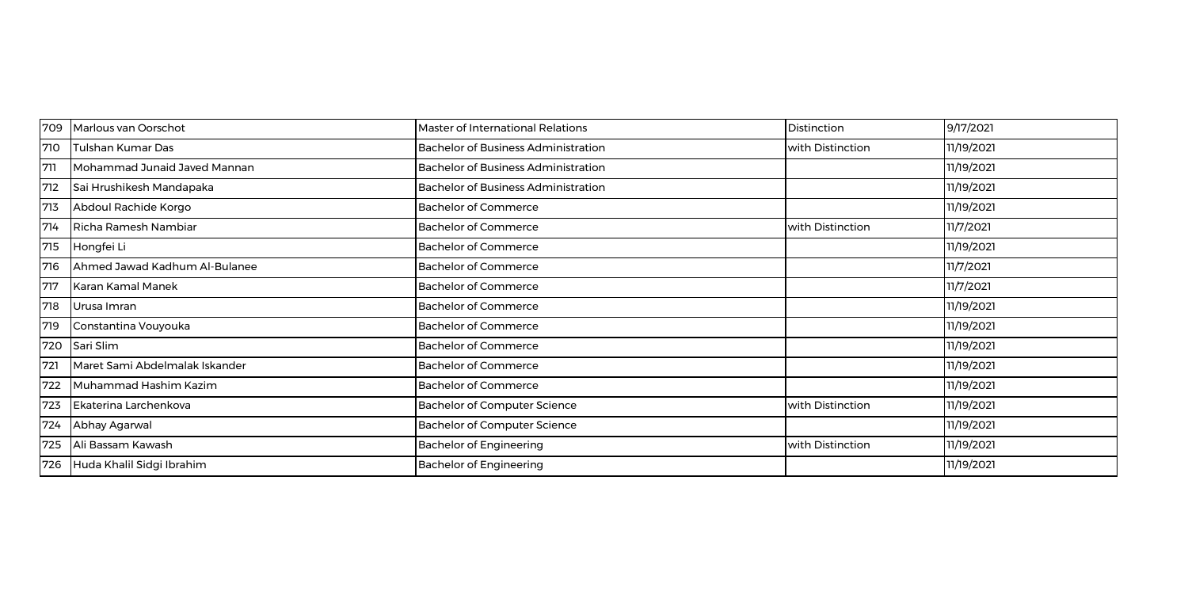| | | | | |
|---|---|---|---|---|
| 709 | Marlous van Oorschot | Master of International Relations | Distinction | 9/17/2021 |
| 710 | Tulshan Kumar Das | Bachelor of Business Administration | with Distinction | 11/19/2021 |
| 711 | Mohammad Junaid Javed Mannan | Bachelor of Business Administration | | 11/19/2021 |
| 712 | Sai Hrushikesh Mandapaka | Bachelor of Business Administration | | 11/19/2021 |
| 713 | Abdoul Rachide Korgo | Bachelor of Commerce | | 11/19/2021 |
| 714 | Richa Ramesh Nambiar | Bachelor of Commerce | with Distinction | 11/7/2021 |
| 715 | Hongfei Li | Bachelor of Commerce | | 11/19/2021 |
| 716 | Ahmed Jawad Kadhum Al-Bulanee | Bachelor of Commerce | | 11/7/2021 |
| 717 | Karan Kamal Manek | Bachelor of Commerce | | 11/7/2021 |
| 718 | Urusa Imran | Bachelor of Commerce | | 11/19/2021 |
| 719 | Constantina Vouyouka | Bachelor of Commerce | | 11/19/2021 |
| 720 | Sari Slim | Bachelor of Commerce | | 11/19/2021 |
| 721 | Maret Sami Abdelmalak Iskander | Bachelor of Commerce | | 11/19/2021 |
| 722 | Muhammad Hashim Kazim | Bachelor of Commerce | | 11/19/2021 |
| 723 | Ekaterina Larchenkova | Bachelor of Computer Science | with Distinction | 11/19/2021 |
| 724 | Abhay Agarwal | Bachelor of Computer Science | | 11/19/2021 |
| 725 | Ali Bassam Kawash | Bachelor of Engineering | with Distinction | 11/19/2021 |
| 726 | Huda Khalil Sidgi Ibrahim | Bachelor of Engineering | | 11/19/2021 |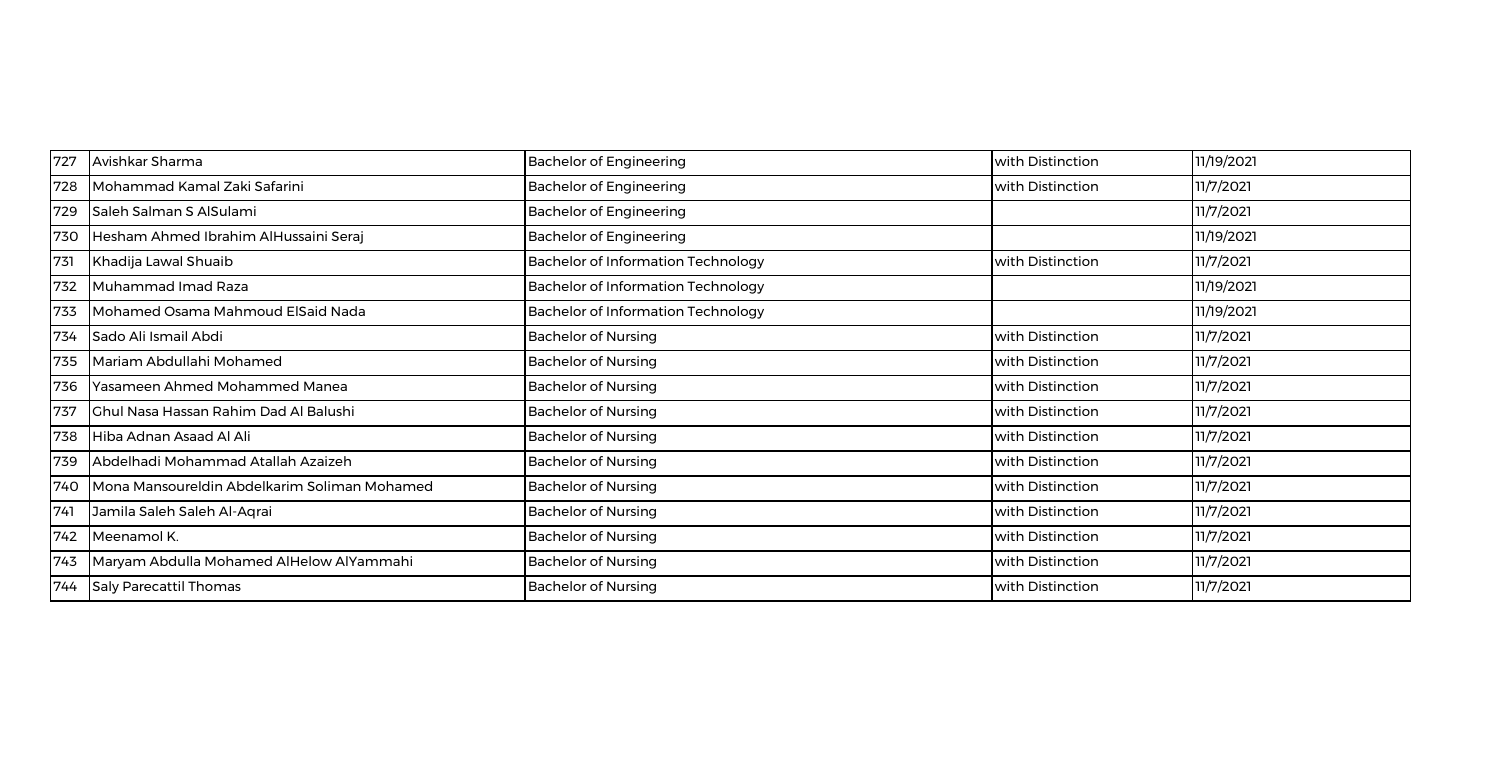| | | | | |
|---|---|---|---|---|
| 727 | Avishkar Sharma | Bachelor of Engineering | with Distinction | 11/19/2021 |
| 728 | Mohammad Kamal Zaki Safarini | Bachelor of Engineering | with Distinction | 11/7/2021 |
| 729 | Saleh Salman S AlSulami | Bachelor of Engineering | | 11/7/2021 |
| 730 | Hesham Ahmed Ibrahim AlHussaini Seraj | Bachelor of Engineering | | 11/19/2021 |
| 731 | Khadija Lawal Shuaib | Bachelor of Information Technology | with Distinction | 11/7/2021 |
| 732 | Muhammad Imad Raza | Bachelor of Information Technology | | 11/19/2021 |
| 733 | Mohamed Osama Mahmoud ElSaid Nada | Bachelor of Information Technology | | 11/19/2021 |
| 734 | Sado Ali Ismail Abdi | Bachelor of Nursing | with Distinction | 11/7/2021 |
| 735 | Mariam Abdullahi Mohamed | Bachelor of Nursing | with Distinction | 11/7/2021 |
| 736 | Yasameen Ahmed Mohammed Manea | Bachelor of Nursing | with Distinction | 11/7/2021 |
| 737 | Ghul Nasa Hassan Rahim Dad Al Balushi | Bachelor of Nursing | with Distinction | 11/7/2021 |
| 738 | Hiba Adnan Asaad Al Ali | Bachelor of Nursing | with Distinction | 11/7/2021 |
| 739 | Abdelhadi Mohammad Atallah Azaizeh | Bachelor of Nursing | with Distinction | 11/7/2021 |
| 740 | Mona Mansoureldin Abdelkarim Soliman Mohamed | Bachelor of Nursing | with Distinction | 11/7/2021 |
| 741 | Jamila Saleh Saleh Al-Aqrai | Bachelor of Nursing | with Distinction | 11/7/2021 |
| 742 | Meenamol K. | Bachelor of Nursing | with Distinction | 11/7/2021 |
| 743 | Maryam Abdulla Mohamed AlHelow AlYammahi | Bachelor of Nursing | with Distinction | 11/7/2021 |
| 744 | Saly Parecattil Thomas | Bachelor of Nursing | with Distinction | 11/7/2021 |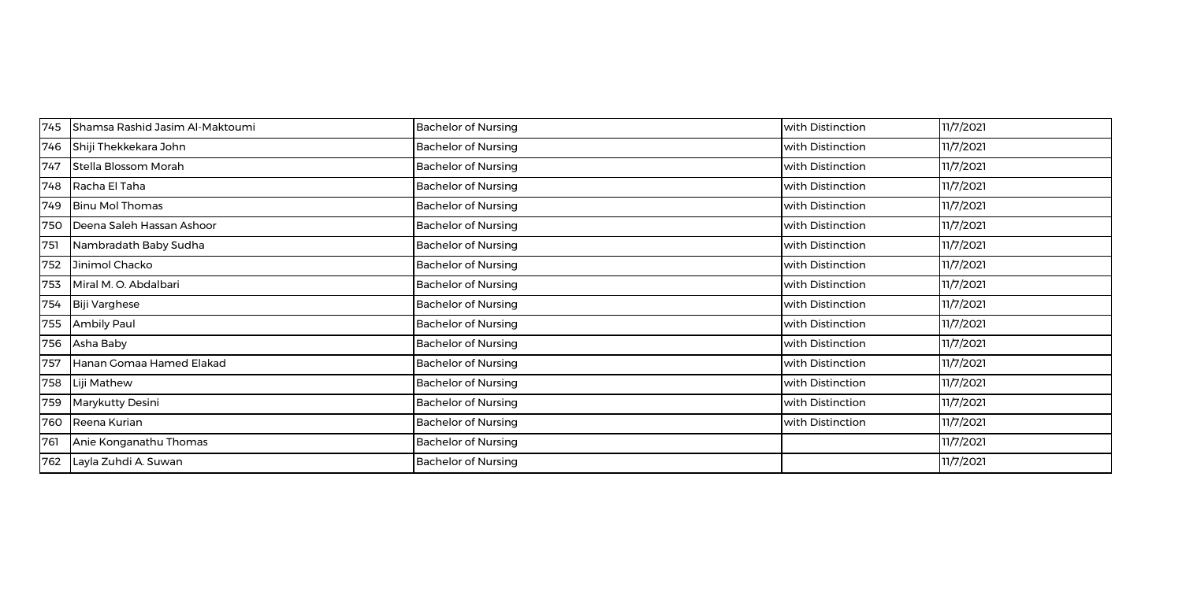| 745 | Shamsa Rashid Jasim Al-Maktoumi | Bachelor of Nursing | with Distinction | 11/7/2021 |
|---|---|---|---|---|
| 746 | Shiji Thekkekara John | Bachelor of Nursing | with Distinction | 11/7/2021 |
| 747 | Stella Blossom Morah | Bachelor of Nursing | with Distinction | 11/7/2021 |
| 748 | Racha El Taha | Bachelor of Nursing | with Distinction | 11/7/2021 |
| 749 | Binu Mol Thomas | Bachelor of Nursing | with Distinction | 11/7/2021 |
| 750 | Deena Saleh Hassan Ashoor | Bachelor of Nursing | with Distinction | 11/7/2021 |
| 751 | Nambradath Baby Sudha | Bachelor of Nursing | with Distinction | 11/7/2021 |
| 752 | Jinimol Chacko | Bachelor of Nursing | with Distinction | 11/7/2021 |
| 753 | Miral M. O. Abdalbari | Bachelor of Nursing | with Distinction | 11/7/2021 |
| 754 | Biji Varghese | Bachelor of Nursing | with Distinction | 11/7/2021 |
| 755 | Ambily Paul | Bachelor of Nursing | with Distinction | 11/7/2021 |
| 756 | Asha Baby | Bachelor of Nursing | with Distinction | 11/7/2021 |
| 757 | Hanan Gomaa Hamed Elakad | Bachelor of Nursing | with Distinction | 11/7/2021 |
| 758 | Liji Mathew | Bachelor of Nursing | with Distinction | 11/7/2021 |
| 759 | Marykutty Desini | Bachelor of Nursing | with Distinction | 11/7/2021 |
| 760 | Reena Kurian | Bachelor of Nursing | with Distinction | 11/7/2021 |
| 761 | Anie Konganathu Thomas | Bachelor of Nursing | | 11/7/2021 |
| 762 | Layla Zuhdi A. Suwan | Bachelor of Nursing | | 11/7/2021 |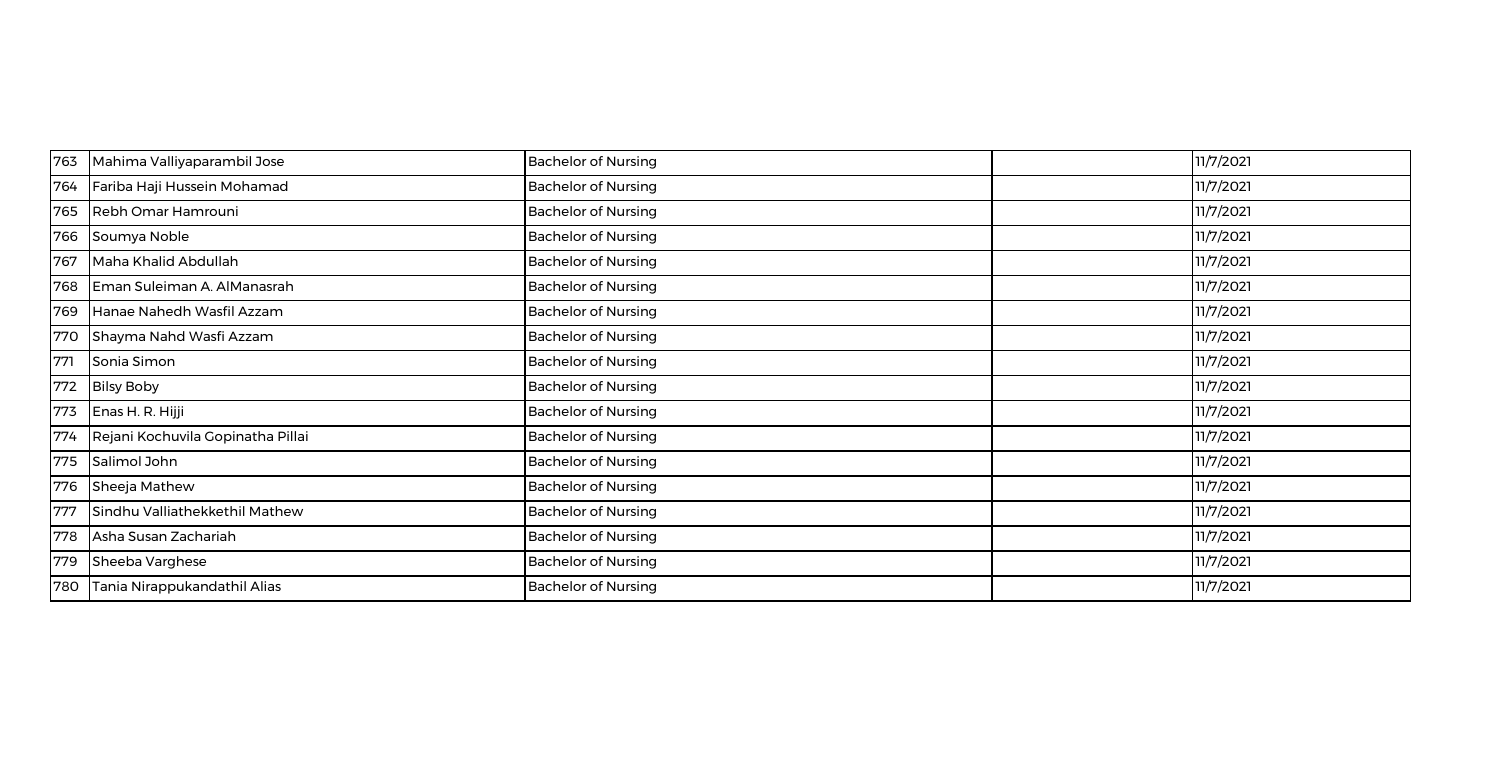| | | | | |
|---|---|---|---|---|
| 763 | Mahima Valliyaparambil Jose | Bachelor of Nursing | | 11/7/2021 |
| 764 | Fariba Haji Hussein Mohamad | Bachelor of Nursing | | 11/7/2021 |
| 765 | Rebh Omar Hamrouni | Bachelor of Nursing | | 11/7/2021 |
| 766 | Soumya Noble | Bachelor of Nursing | | 11/7/2021 |
| 767 | Maha Khalid Abdullah | Bachelor of Nursing | | 11/7/2021 |
| 768 | Eman Suleiman A. AlManasrah | Bachelor of Nursing | | 11/7/2021 |
| 769 | Hanae Nahedh Wasfil Azzam | Bachelor of Nursing | | 11/7/2021 |
| 770 | Shayma Nahd Wasfi Azzam | Bachelor of Nursing | | 11/7/2021 |
| 771 | Sonia Simon | Bachelor of Nursing | | 11/7/2021 |
| 772 | Bilsy Boby | Bachelor of Nursing | | 11/7/2021 |
| 773 | Enas H. R. Hijji | Bachelor of Nursing | | 11/7/2021 |
| 774 | Rejani Kochuvila Gopinatha Pillai | Bachelor of Nursing | | 11/7/2021 |
| 775 | Salimol John | Bachelor of Nursing | | 11/7/2021 |
| 776 | Sheeja Mathew | Bachelor of Nursing | | 11/7/2021 |
| 777 | Sindhu Valliathekkethil Mathew | Bachelor of Nursing | | 11/7/2021 |
| 778 | Asha Susan Zachariah | Bachelor of Nursing | | 11/7/2021 |
| 779 | Sheeba Varghese | Bachelor of Nursing | | 11/7/2021 |
| 780 | Tania Nirappukandathil Alias | Bachelor of Nursing | | 11/7/2021 |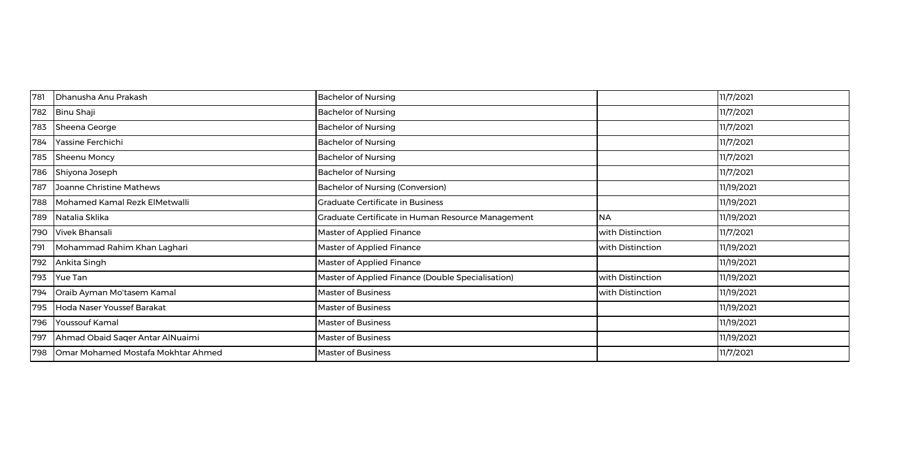| 781 | Dhanusha Anu Prakash | Bachelor of Nursing | | 11/7/2021 |
|---|---|---|---|---|
| 782 | Binu Shaji | Bachelor of Nursing | | 11/7/2021 |
| 783 | Sheena George | Bachelor of Nursing | | 11/7/2021 |
| 784 | Yassine Ferchichi | Bachelor of Nursing | | 11/7/2021 |
| 785 | Sheenu Moncy | Bachelor of Nursing | | 11/7/2021 |
| 786 | Shiyona Joseph | Bachelor of Nursing | | 11/7/2021 |
| 787 | Joanne Christine Mathews | Bachelor of Nursing (Conversion) | | 11/19/2021 |
| 788 | Mohamed Kamal Rezk ElMetwalli | Graduate Certificate in Business | | 11/19/2021 |
| 789 | Natalia Sklika | Graduate Certificate in Human Resource Management | NA | 11/19/2021 |
| 790 | Vivek Bhansali | Master of Applied Finance | with Distinction | 11/7/2021 |
| 791 | Mohammad Rahim Khan Laghari | Master of Applied Finance | with Distinction | 11/19/2021 |
| 792 | Ankita Singh | Master of Applied Finance | | 11/19/2021 |
| 793 | Yue Tan | Master of Applied Finance (Double Specialisation) | with Distinction | 11/19/2021 |
| 794 | Oraib Ayman Mo'tasem Kamal | Master of Business | with Distinction | 11/19/2021 |
| 795 | Hoda Naser Youssef Barakat | Master of Business | | 11/19/2021 |
| 796 | Youssouf Kamal | Master of Business | | 11/19/2021 |
| 797 | Ahmad Obaid Saqer Antar AlNuaimi | Master of Business | | 11/19/2021 |
| 798 | Omar Mohamed Mostafa Mokhtar Ahmed | Master of Business | | 11/7/2021 |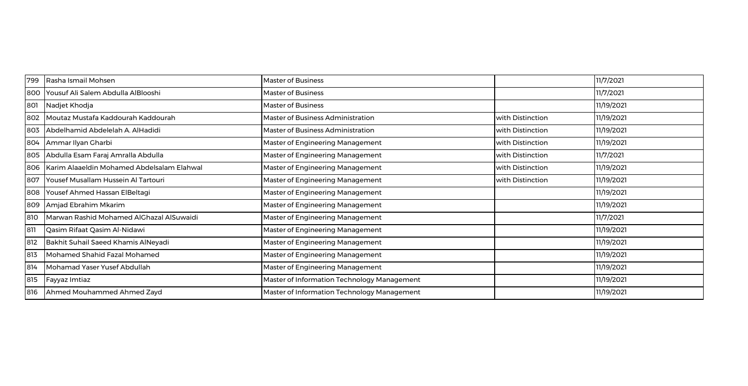| 799 | Rasha Ismail Mohsen | Master of Business | | 11/7/2021 |
|---|---|---|---|---|
| 800 | Yousuf Ali Salem Abdulla AlBlooshi | Master of Business | | 11/7/2021 |
| 801 | Nadjet Khodja | Master of Business | | 11/19/2021 |
| 802 | Moutaz Mustafa Kaddourah Kaddourah | Master of Business Administration | with Distinction | 11/19/2021 |
| 803 | Abdelhamid Abdelelah A. AlHadidi | Master of Business Administration | with Distinction | 11/19/2021 |
| 804 | Ammar Ilyan Gharbi | Master of Engineering Management | with Distinction | 11/19/2021 |
| 805 | Abdulla Esam Faraj Amralla Abdulla | Master of Engineering Management | with Distinction | 11/7/2021 |
| 806 | Karim Alaaeldin Mohamed Abdelsalam Elahwal | Master of Engineering Management | with Distinction | 11/19/2021 |
| 807 | Yousef Musallam Hussein Al Tartouri | Master of Engineering Management | with Distinction | 11/19/2021 |
| 808 | Yousef Ahmed Hassan ElBeltagi | Master of Engineering Management | | 11/19/2021 |
| 809 | Amjad Ebrahim Mkarim | Master of Engineering Management | | 11/19/2021 |
| 810 | Marwan Rashid Mohamed AlGhazal AlSuwaidi | Master of Engineering Management | | 11/7/2021 |
| 811 | Qasim Rifaat Qasim Al-Nidawi | Master of Engineering Management | | 11/19/2021 |
| 812 | Bakhit Suhail Saeed Khamis AlNeyadi | Master of Engineering Management | | 11/19/2021 |
| 813 | Mohamed Shahid Fazal Mohamed | Master of Engineering Management | | 11/19/2021 |
| 814 | Mohamad Yaser Yusef Abdullah | Master of Engineering Management | | 11/19/2021 |
| 815 | Fayyaz Imtiaz | Master of Information Technology Management | | 11/19/2021 |
| 816 | Ahmed Mouhammed Ahmed Zayd | Master of Information Technology Management | | 11/19/2021 |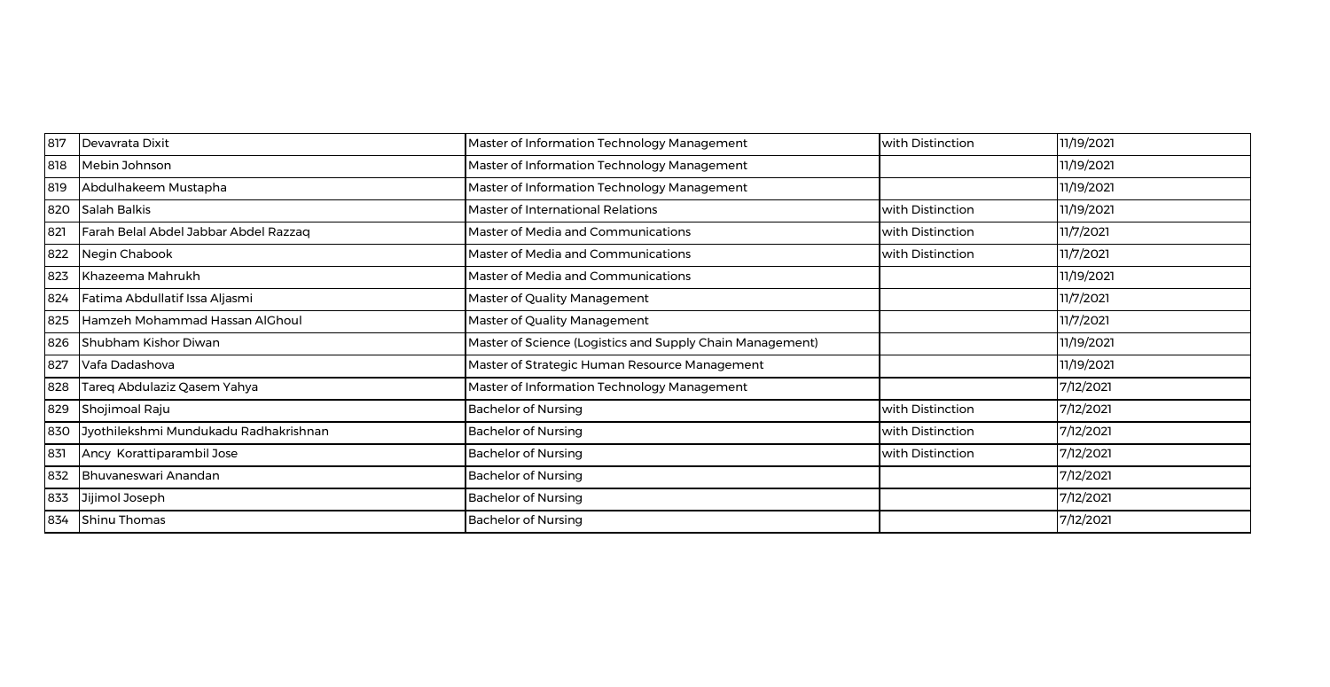| 817 | Devavrata Dixit | Master of Information Technology Management | with Distinction | 11/19/2021 |
|---|---|---|---|---|
| 818 | Mebin Johnson | Master of Information Technology Management | | 11/19/2021 |
| 819 | Abdulhakeem Mustapha | Master of Information Technology Management | | 11/19/2021 |
| 820 | Salah Balkis | Master of International Relations | with Distinction | 11/19/2021 |
| 821 | Farah Belal Abdel Jabbar Abdel Razzaq | Master of Media and Communications | with Distinction | 11/7/2021 |
| 822 | Negin Chabook | Master of Media and Communications | with Distinction | 11/7/2021 |
| 823 | Khazeema Mahrukh | Master of Media and Communications | | 11/19/2021 |
| 824 | Fatima Abdullatif Issa Aljasmi | Master of Quality Management | | 11/7/2021 |
| 825 | Hamzeh Mohammad Hassan AlGhoul | Master of Quality Management | | 11/7/2021 |
| 826 | Shubham Kishor Diwan | Master of Science (Logistics and Supply Chain Management) | | 11/19/2021 |
| 827 | Vafa Dadashova | Master of Strategic Human Resource Management | | 11/19/2021 |
| 828 | Tareq Abdulaziz Qasem Yahya | Master of Information Technology Management | | 7/12/2021 |
| 829 | Shojimoal Raju | Bachelor of Nursing | with Distinction | 7/12/2021 |
| 830 | Jyothilekshmi Mundukadu Radhakrishnan | Bachelor of Nursing | with Distinction | 7/12/2021 |
| 831 | Ancy Korattiparambil Jose | Bachelor of Nursing | with Distinction | 7/12/2021 |
| 832 | Bhuvaneswari Anandan | Bachelor of Nursing | | 7/12/2021 |
| 833 | Jijimol Joseph | Bachelor of Nursing | | 7/12/2021 |
| 834 | Shinu Thomas | Bachelor of Nursing | | 7/12/2021 |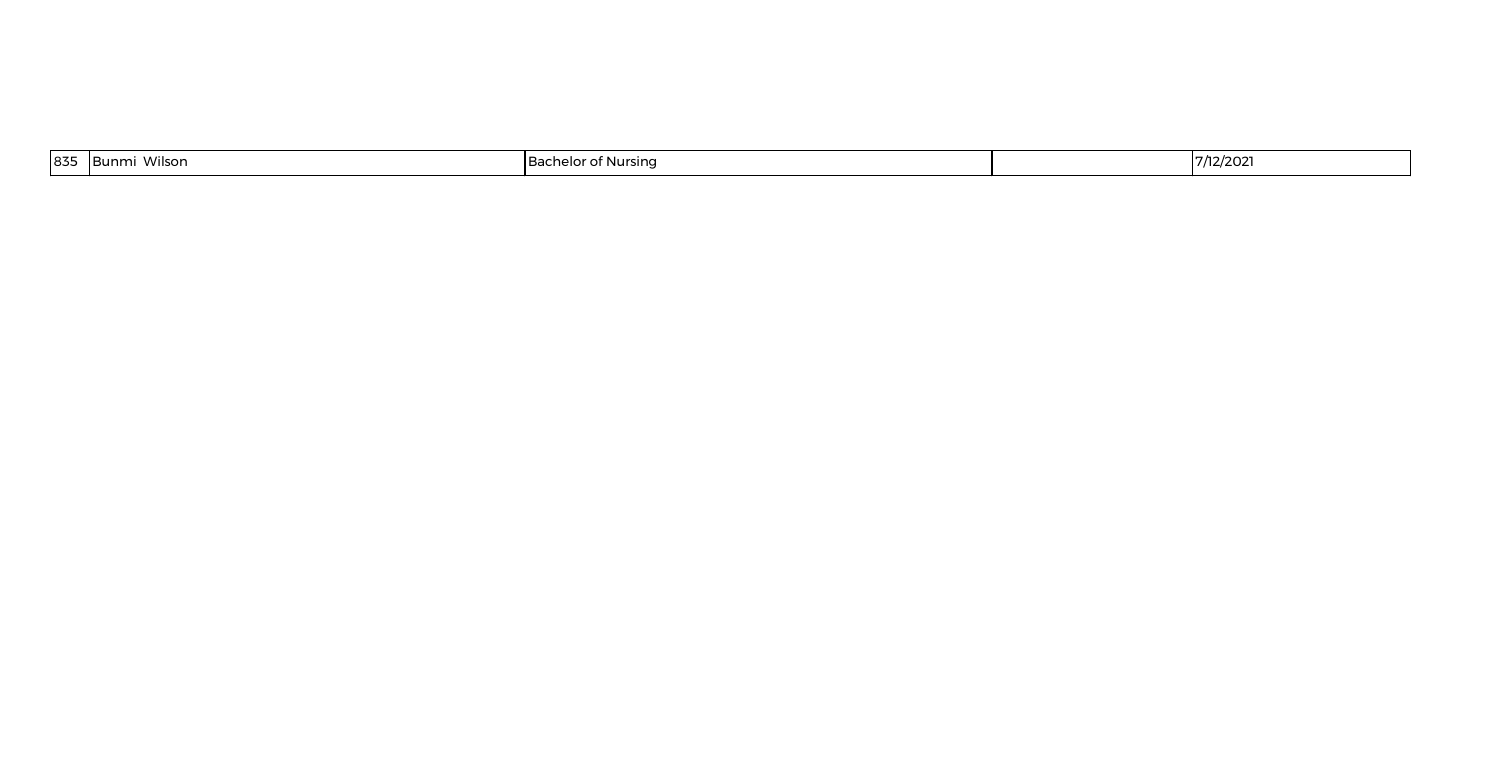| | | | | |
|---|---|---|---|---|
| 835 | Bunmi  Wilson | Bachelor of Nursing | | 7/12/2021 |